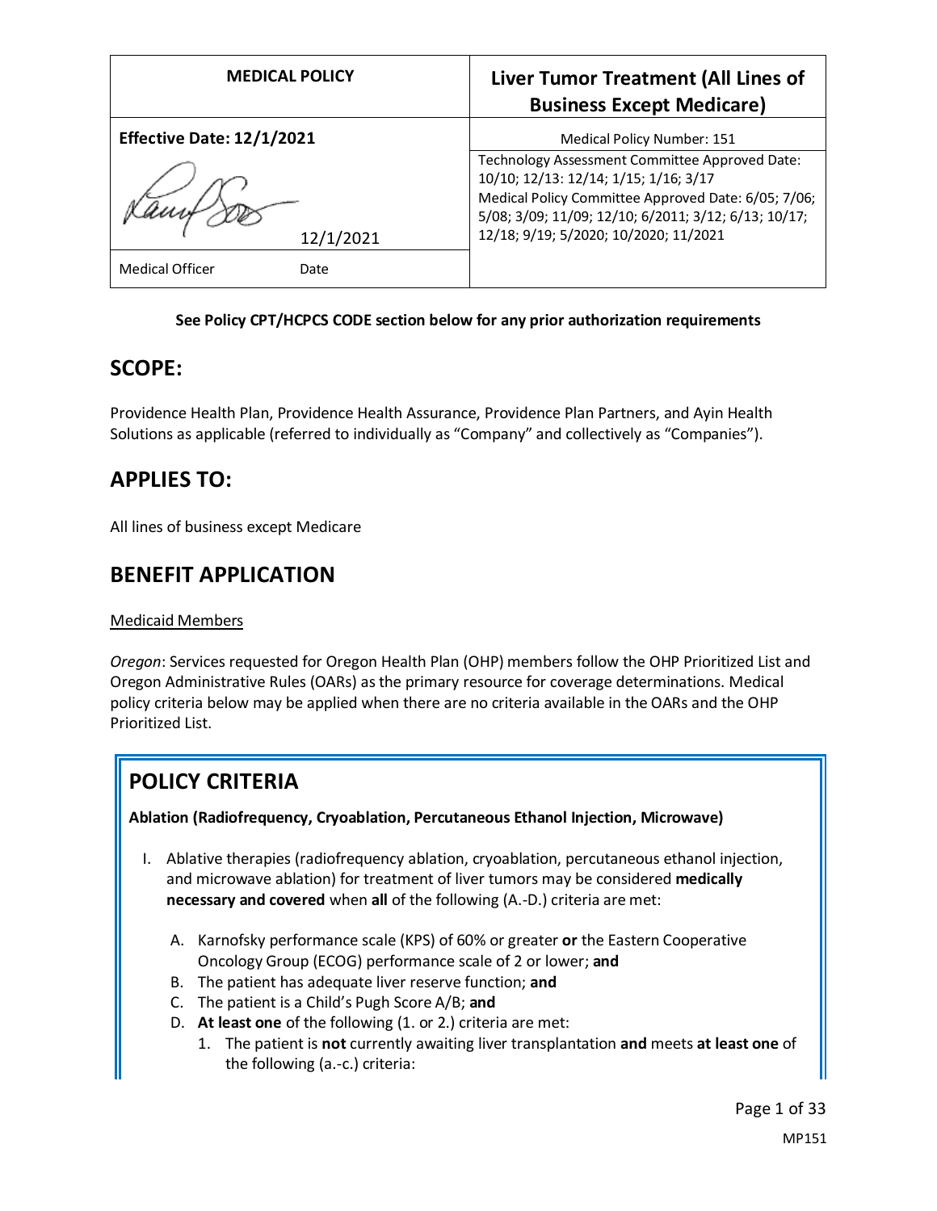| MEDICAL POLICY | Liver Tumor Treatment (All Lines of Business Except Medicare) |
|---|---|
| **Effective Date: 12/1/2021** | Medical Policy Number: 151 |
| 12/1/2021 | Technology Assessment Committee Approved Date: 10/10; 12/13: 12/14; 1/15; 1/16; 3/17<br>Medical Policy Committee Approved Date: 6/05; 7/06; 5/08; 3/09; 11/09; 12/10; 6/2011; 3/12; 6/13; 10/17; 12/18; 9/19; 5/2020; 10/2020; 11/2021 |
| Medical Officer Date | |

**See Policy CPT/HCPCS CODE section below for any prior authorization requirements**

## SCOPE:

Providence Health Plan, Providence Health Assurance, Providence Plan Partners, and Ayin Health Solutions as applicable (referred to individually as "Company" and collectively as "Companies").

## APPLIES TO:

All lines of business except Medicare

## BENEFIT APPLICATION

Medicaid Members

*Oregon*: Services requested for Oregon Health Plan (OHP) members follow the OHP Prioritized List and Oregon Administrative Rules (OARs) as the primary resource for coverage determinations. Medical policy criteria below may be applied when there are no criteria available in the OARs and the OHP Prioritized List.

## POLICY CRITERIA

**Ablation (Radiofrequency, Cryoablation, Percutaneous Ethanol Injection, Microwave)**

I. Ablative therapies (radiofrequency ablation, cryoablation, percutaneous ethanol injection, and microwave ablation) for treatment of liver tumors may be considered **medically necessary and covered** when **all** of the following (A.-D.) criteria are met:

   A. Karnofsky performance scale (KPS) of 60% or greater **or** the Eastern Cooperative Oncology Group (ECOG) performance scale of 2 or lower; **and**
   B. The patient has adequate liver reserve function; **and**
   C. The patient is a Child's Pugh Score A/B; **and**
   D. **At least one** of the following (1. or 2.) criteria are met:
      1. The patient is **not** currently awaiting liver transplantation **and** meets **at least one** of the following (a.-c.) criteria: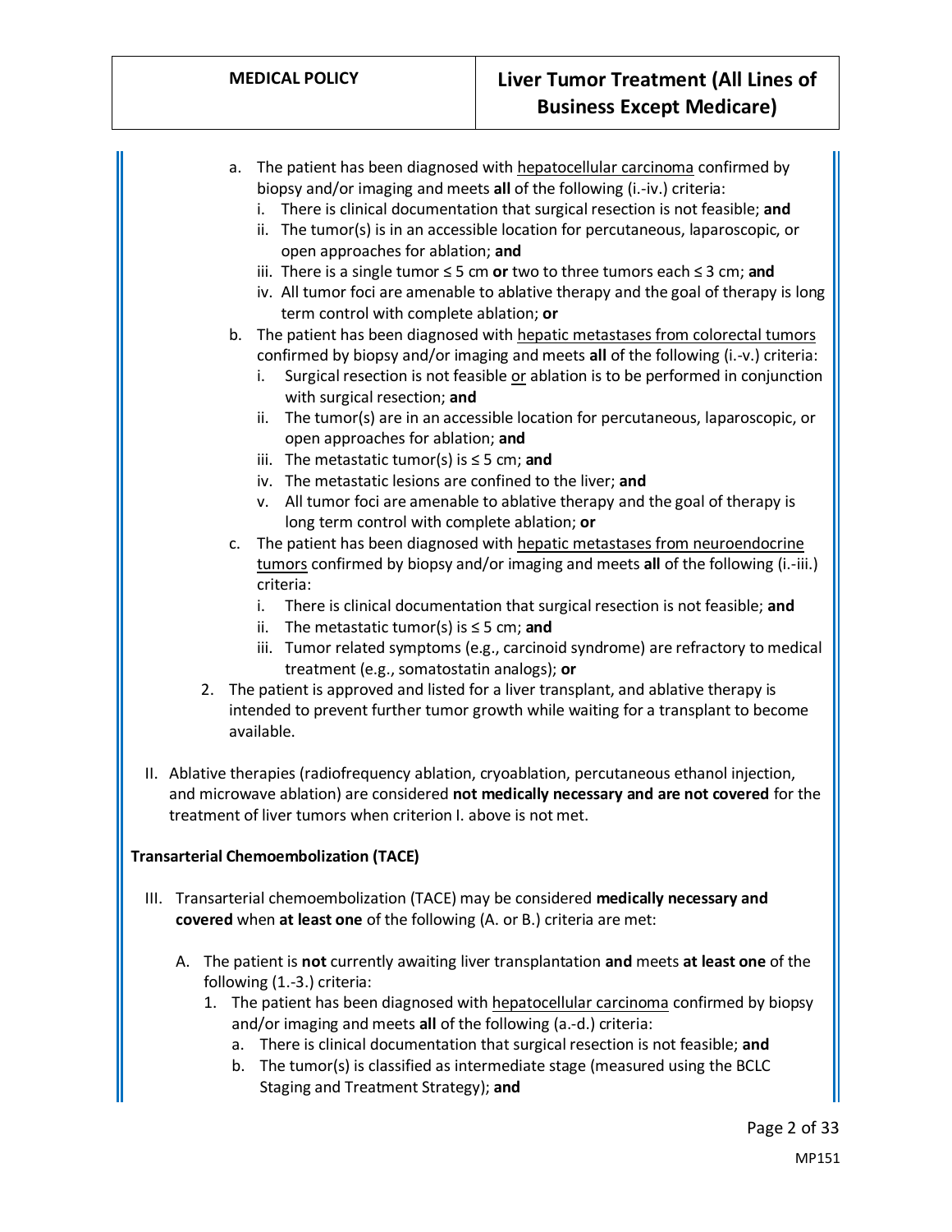a. The patient has been diagnosed with hepatocellular carcinoma confirmed by biopsy and/or imaging and meets **all** of the following (i.-iv.) criteria:
   i. There is clinical documentation that surgical resection is not feasible; **and**
   ii. The tumor(s) is in an accessible location for percutaneous, laparoscopic, or open approaches for ablation; **and**
   iii. There is a single tumor ≤ 5 cm **or** two to three tumors each ≤ 3 cm; **and**
   iv. All tumor foci are amenable to ablative therapy and the goal of therapy is long term control with complete ablation; **or**

b. The patient has been diagnosed with hepatic metastases from colorectal tumors confirmed by biopsy and/or imaging and meets **all** of the following (i.-v.) criteria:
   i. Surgical resection is not feasible or ablation is to be performed in conjunction with surgical resection; **and**
   ii. The tumor(s) are in an accessible location for percutaneous, laparoscopic, or open approaches for ablation; **and**
   iii. The metastatic tumor(s) is ≤ 5 cm; **and**
   iv. The metastatic lesions are confined to the liver; **and**
   v. All tumor foci are amenable to ablative therapy and the goal of therapy is long term control with complete ablation; **or**

c. The patient has been diagnosed with hepatic metastases from neuroendocrine tumors confirmed by biopsy and/or imaging and meets **all** of the following (i.-iii.) criteria:
   i. There is clinical documentation that surgical resection is not feasible; **and**
   ii. The metastatic tumor(s) is ≤ 5 cm; **and**
   iii. Tumor related symptoms (e.g., carcinoid syndrome) are refractory to medical treatment (e.g., somatostatin analogs); **or**

2. The patient is approved and listed for a liver transplant, and ablative therapy is intended to prevent further tumor growth while waiting for a transplant to become available.

II. Ablative therapies (radiofrequency ablation, cryoablation, percutaneous ethanol injection, and microwave ablation) are considered **not medically necessary and are not covered** for the treatment of liver tumors when criterion I. above is not met.

**Transarterial Chemoembolization (TACE)**

III. Transarterial chemoembolization (TACE) may be considered **medically necessary and covered** when **at least one** of the following (A. or B.) criteria are met:

A. The patient is **not** currently awaiting liver transplantation **and** meets **at least one** of the following (1.-3.) criteria:

1. The patient has been diagnosed with hepatocellular carcinoma confirmed by biopsy and/or imaging and meets **all** of the following (a.-d.) criteria:
   a. There is clinical documentation that surgical resection is not feasible; **and**
   b. The tumor(s) is classified as intermediate stage (measured using the BCLC Staging and Treatment Strategy); **and**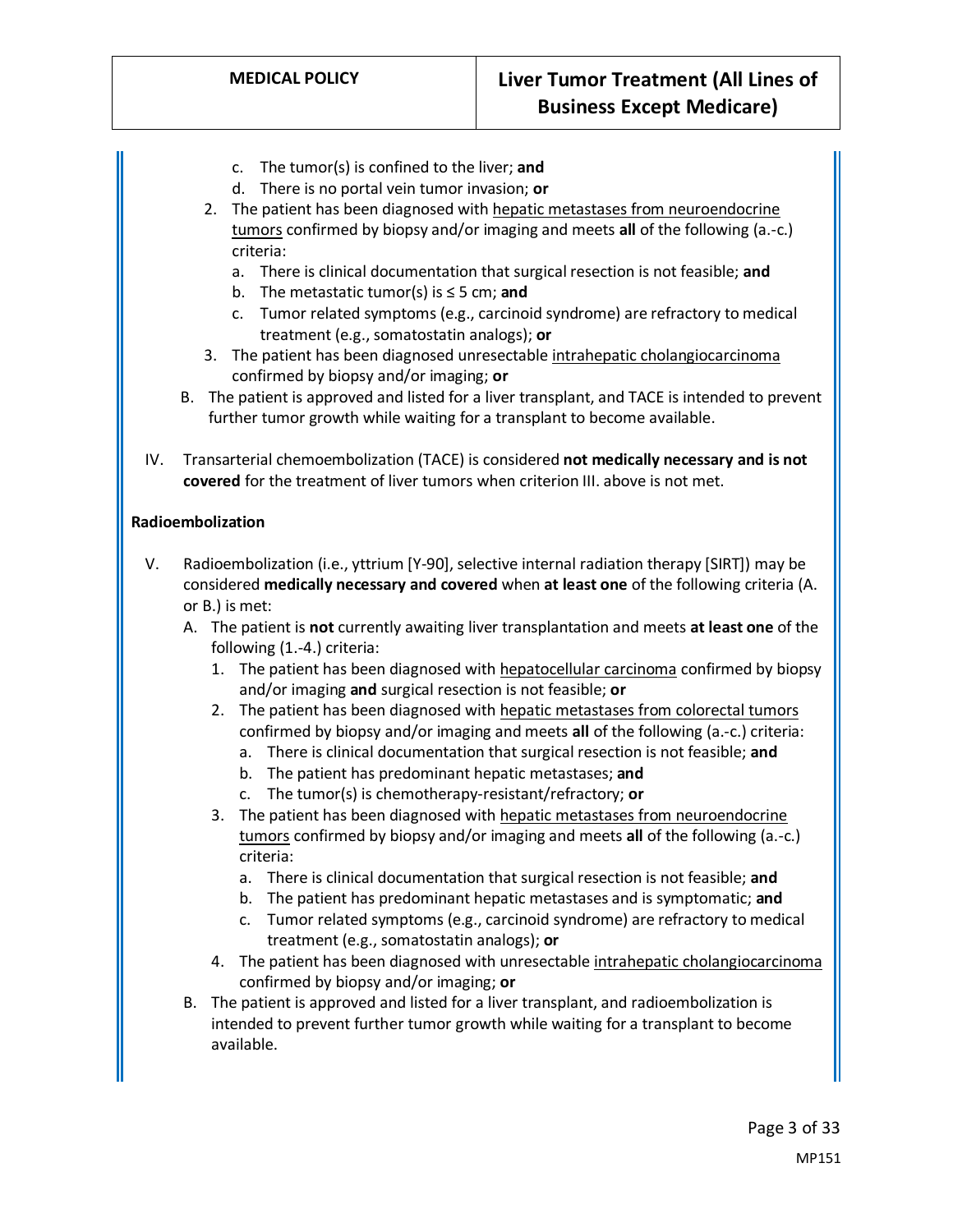c. The tumor(s) is confined to the liver; **and**

d. There is no portal vein tumor invasion; **or**

2. The patient has been diagnosed with hepatic metastases from neuroendocrine tumors confirmed by biopsy and/or imaging and meets **all** of the following (a.-c.) criteria:
   a. There is clinical documentation that surgical resection is not feasible; **and**
   b. The metastatic tumor(s) is ≤ 5 cm; **and**
   c. Tumor related symptoms (e.g., carcinoid syndrome) are refractory to medical treatment (e.g., somatostatin analogs); **or**
3. The patient has been diagnosed unresectable intrahepatic cholangiocarcinoma confirmed by biopsy and/or imaging; **or**

B. The patient is approved and listed for a liver transplant, and TACE is intended to prevent further tumor growth while waiting for a transplant to become available.

IV. Transarterial chemoembolization (TACE) is considered **not medically necessary and is not covered** for the treatment of liver tumors when criterion III. above is not met.

**Radioembolization**

V. Radioembolization (i.e., yttrium [Y-90], selective internal radiation therapy [SIRT]) may be considered **medically necessary and covered** when **at least one** of the following criteria (A. or B.) is met:

A. The patient is **not** currently awaiting liver transplantation and meets **at least one** of the following (1.-4.) criteria:

1. The patient has been diagnosed with hepatocellular carcinoma confirmed by biopsy and/or imaging **and** surgical resection is not feasible; **or**
2. The patient has been diagnosed with hepatic metastases from colorectal tumors confirmed by biopsy and/or imaging and meets **all** of the following (a.-c.) criteria:
   a. There is clinical documentation that surgical resection is not feasible; **and**
   b. The patient has predominant hepatic metastases; **and**
   c. The tumor(s) is chemotherapy-resistant/refractory; **or**
3. The patient has been diagnosed with hepatic metastases from neuroendocrine tumors confirmed by biopsy and/or imaging and meets **all** of the following (a.-c.) criteria:
   a. There is clinical documentation that surgical resection is not feasible; **and**
   b. The patient has predominant hepatic metastases and is symptomatic; **and**
   c. Tumor related symptoms (e.g., carcinoid syndrome) are refractory to medical treatment (e.g., somatostatin analogs); **or**
4. The patient has been diagnosed with unresectable intrahepatic cholangiocarcinoma confirmed by biopsy and/or imaging; **or**

B. The patient is approved and listed for a liver transplant, and radioembolization is intended to prevent further tumor growth while waiting for a transplant to become available.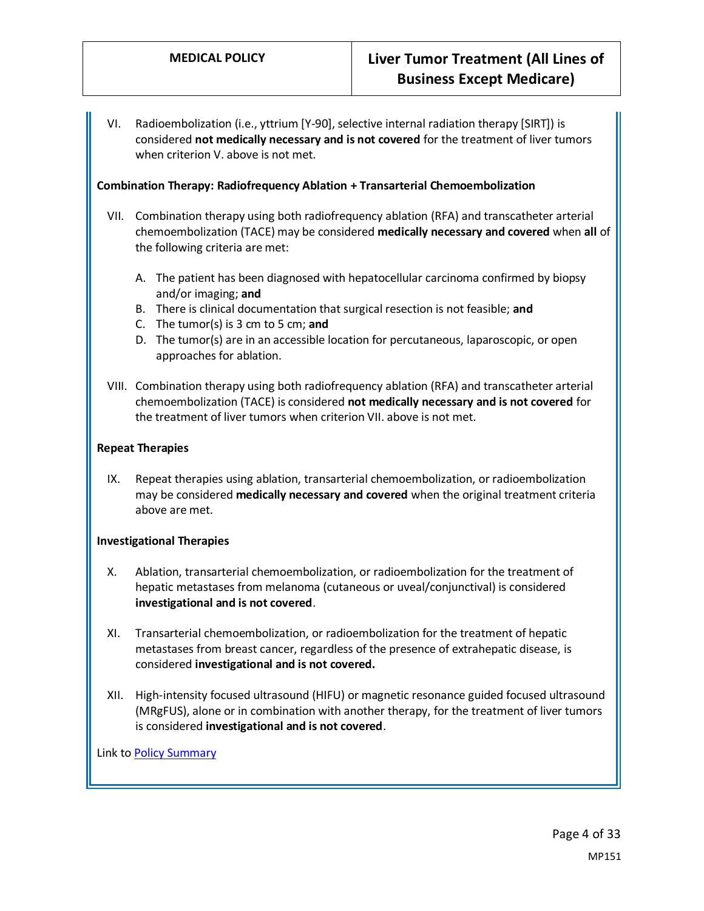VI. Radioembolization (i.e., yttrium [Y-90], selective internal radiation therapy [SIRT]) is considered **not medically necessary and is not covered** for the treatment of liver tumors when criterion V. above is not met.

**Combination Therapy: Radiofrequency Ablation + Transarterial Chemoembolization**

VII. Combination therapy using both radiofrequency ablation (RFA) and transcatheter arterial chemoembolization (TACE) may be considered **medically necessary and covered** when **all** of the following criteria are met:

   A. The patient has been diagnosed with hepatocellular carcinoma confirmed by biopsy and/or imaging; **and**
   B. There is clinical documentation that surgical resection is not feasible; **and**
   C. The tumor(s) is 3 cm to 5 cm; **and**
   D. The tumor(s) are in an accessible location for percutaneous, laparoscopic, or open approaches for ablation.

VIII. Combination therapy using both radiofrequency ablation (RFA) and transcatheter arterial chemoembolization (TACE) is considered **not medically necessary and is not covered** for the treatment of liver tumors when criterion VII. above is not met.

**Repeat Therapies**

IX. Repeat therapies using ablation, transarterial chemoembolization, or radioembolization may be considered **medically necessary and covered** when the original treatment criteria above are met.

**Investigational Therapies**

X. Ablation, transarterial chemoembolization, or radioembolization for the treatment of hepatic metastases from melanoma (cutaneous or uveal/conjunctival) is considered **investigational and is not covered**.

XI. Transarterial chemoembolization, or radioembolization for the treatment of hepatic metastases from breast cancer, regardless of the presence of extrahepatic disease, is considered **investigational and is not covered.**

XII. High-intensity focused ultrasound (HIFU) or magnetic resonance guided focused ultrasound (MRgFUS), alone or in combination with another therapy, for the treatment of liver tumors is considered **investigational and is not covered**.

Link to Policy Summary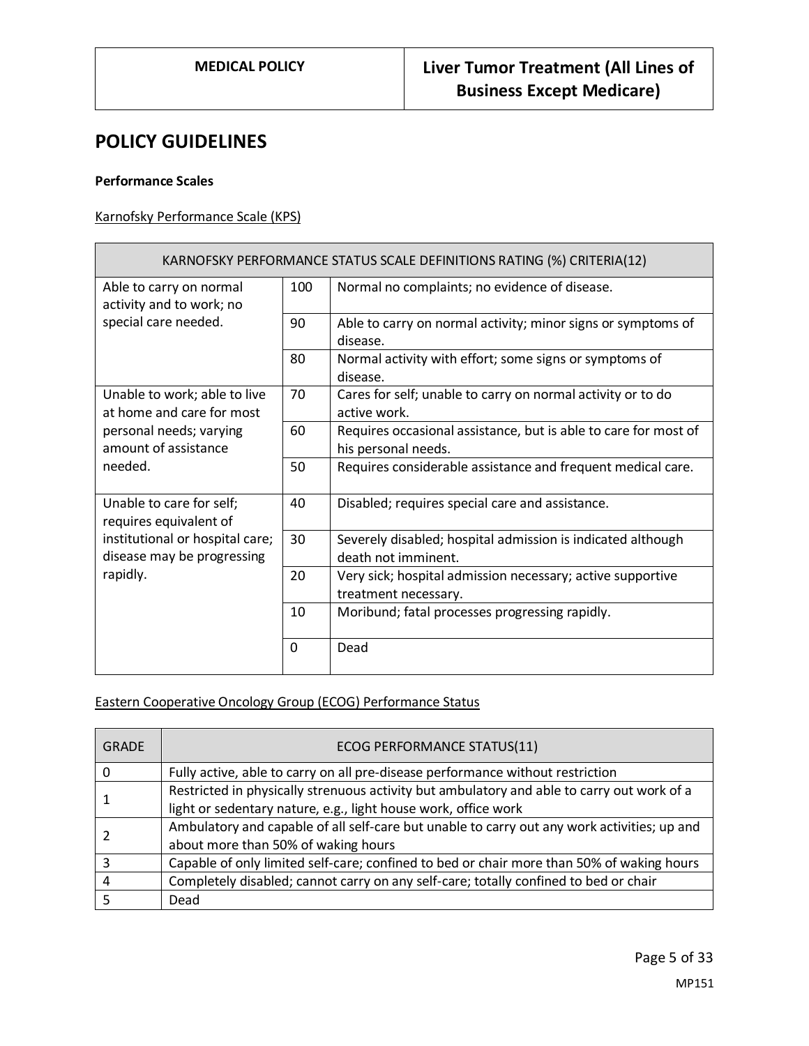## POLICY GUIDELINES

**Performance Scales**

Karnofsky Performance Scale (KPS)

| KARNOFSKY PERFORMANCE STATUS SCALE DEFINITIONS RATING (%) CRITERIA(12) | | |
|---|---|---|
| Able to carry on normal activity and to work; no special care needed. | 100 | Normal no complaints; no evidence of disease. |
| | 90 | Able to carry on normal activity; minor signs or symptoms of disease. |
| | 80 | Normal activity with effort; some signs or symptoms of disease. |
| Unable to work; able to live at home and care for most personal needs; varying amount of assistance needed. | 70 | Cares for self; unable to carry on normal activity or to do active work. |
| | 60 | Requires occasional assistance, but is able to care for most of his personal needs. |
| | 50 | Requires considerable assistance and frequent medical care. |
| Unable to care for self; requires equivalent of institutional or hospital care; disease may be progressing rapidly. | 40 | Disabled; requires special care and assistance. |
| | 30 | Severely disabled; hospital admission is indicated although death not imminent. |
| | 20 | Very sick; hospital admission necessary; active supportive treatment necessary. |
| | 10 | Moribund; fatal processes progressing rapidly. |
| | 0 | Dead |

Eastern Cooperative Oncology Group (ECOG) Performance Status

| GRADE | ECOG PERFORMANCE STATUS(11) |
|---|---|
| 0 | Fully active, able to carry on all pre-disease performance without restriction |
| 1 | Restricted in physically strenuous activity but ambulatory and able to carry out work of a light or sedentary nature, e.g., light house work, office work |
| 2 | Ambulatory and capable of all self-care but unable to carry out any work activities; up and about more than 50% of waking hours |
| 3 | Capable of only limited self-care; confined to bed or chair more than 50% of waking hours |
| 4 | Completely disabled; cannot carry on any self-care; totally confined to bed or chair |
| 5 | Dead |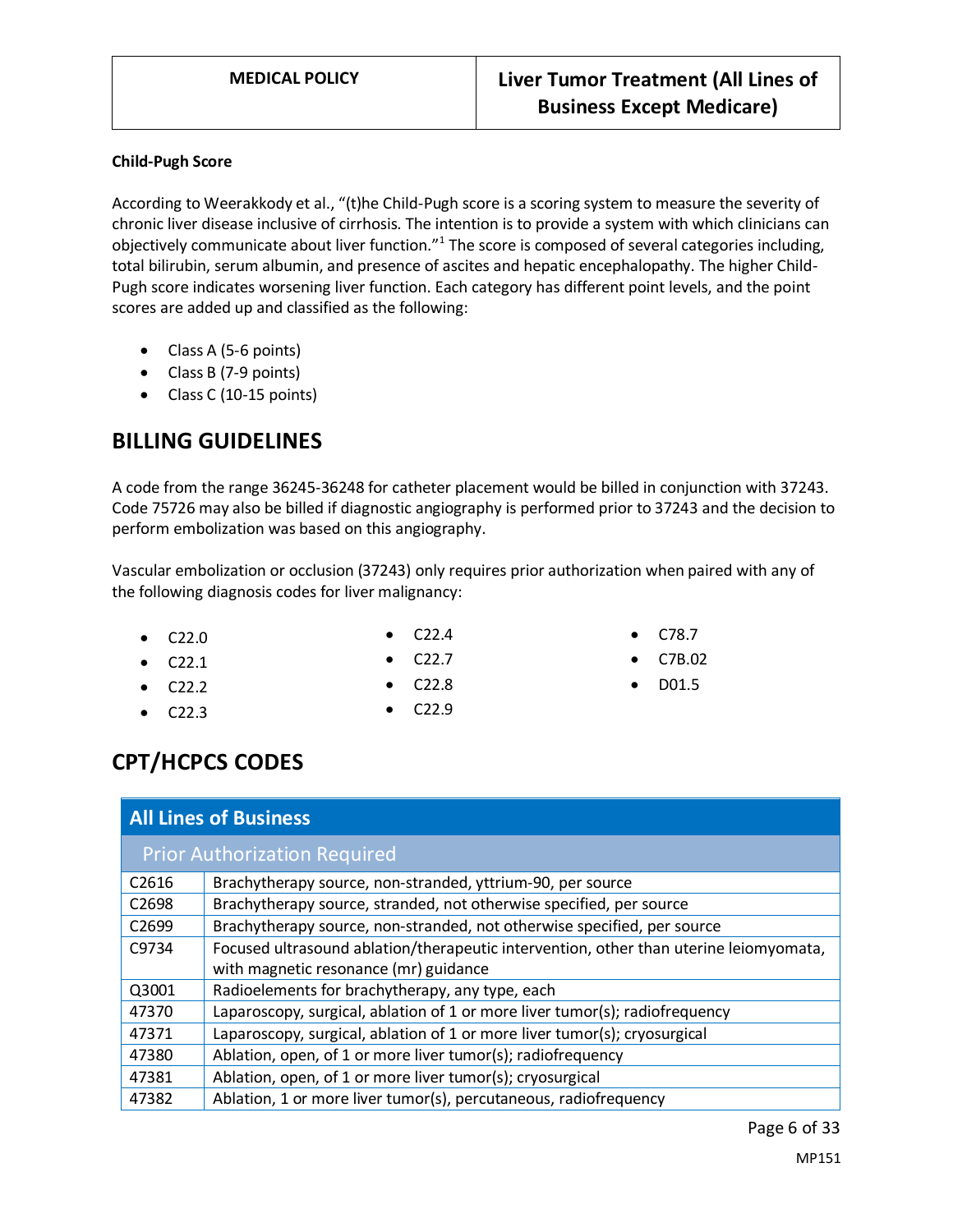### Child-Pugh Score

According to Weerakkody et al., "(t)he Child-Pugh score is a scoring system to measure the severity of chronic liver disease inclusive of cirrhosis. The intention is to provide a system with which clinicians can objectively communicate about liver function."[1] The score is composed of several categories including, total bilirubin, serum albumin, and presence of ascites and hepatic encephalopathy. The higher Child-Pugh score indicates worsening liver function. Each category has different point levels, and the point scores are added up and classified as the following:

- Class A (5-6 points)
- Class B (7-9 points)
- Class C (10-15 points)

## BILLING GUIDELINES

A code from the range 36245-36248 for catheter placement would be billed in conjunction with 37243. Code 75726 may also be billed if diagnostic angiography is performed prior to 37243 and the decision to perform embolization was based on this angiography.

Vascular embolization or occlusion (37243) only requires prior authorization when paired with any of the following diagnosis codes for liver malignancy:

- C22.0
- C22.1
- C22.2
- C22.3
- C22.4
- C22.7
- C22.8
- C22.9
- C78.7
- C7B.02
- D01.5

## CPT/HCPCS CODES

| All Lines of Business | |
|---|---|
| **Prior Authorization Required** | |
| C2616 | Brachytherapy source, non-stranded, yttrium-90, per source |
| C2698 | Brachytherapy source, stranded, not otherwise specified, per source |
| C2699 | Brachytherapy source, non-stranded, not otherwise specified, per source |
| C9734 | Focused ultrasound ablation/therapeutic intervention, other than uterine leiomyomata, with magnetic resonance (mr) guidance |
| Q3001 | Radioelements for brachytherapy, any type, each |
| 47370 | Laparoscopy, surgical, ablation of 1 or more liver tumor(s); radiofrequency |
| 47371 | Laparoscopy, surgical, ablation of 1 or more liver tumor(s); cryosurgical |
| 47380 | Ablation, open, of 1 or more liver tumor(s); radiofrequency |
| 47381 | Ablation, open, of 1 or more liver tumor(s); cryosurgical |
| 47382 | Ablation, 1 or more liver tumor(s), percutaneous, radiofrequency |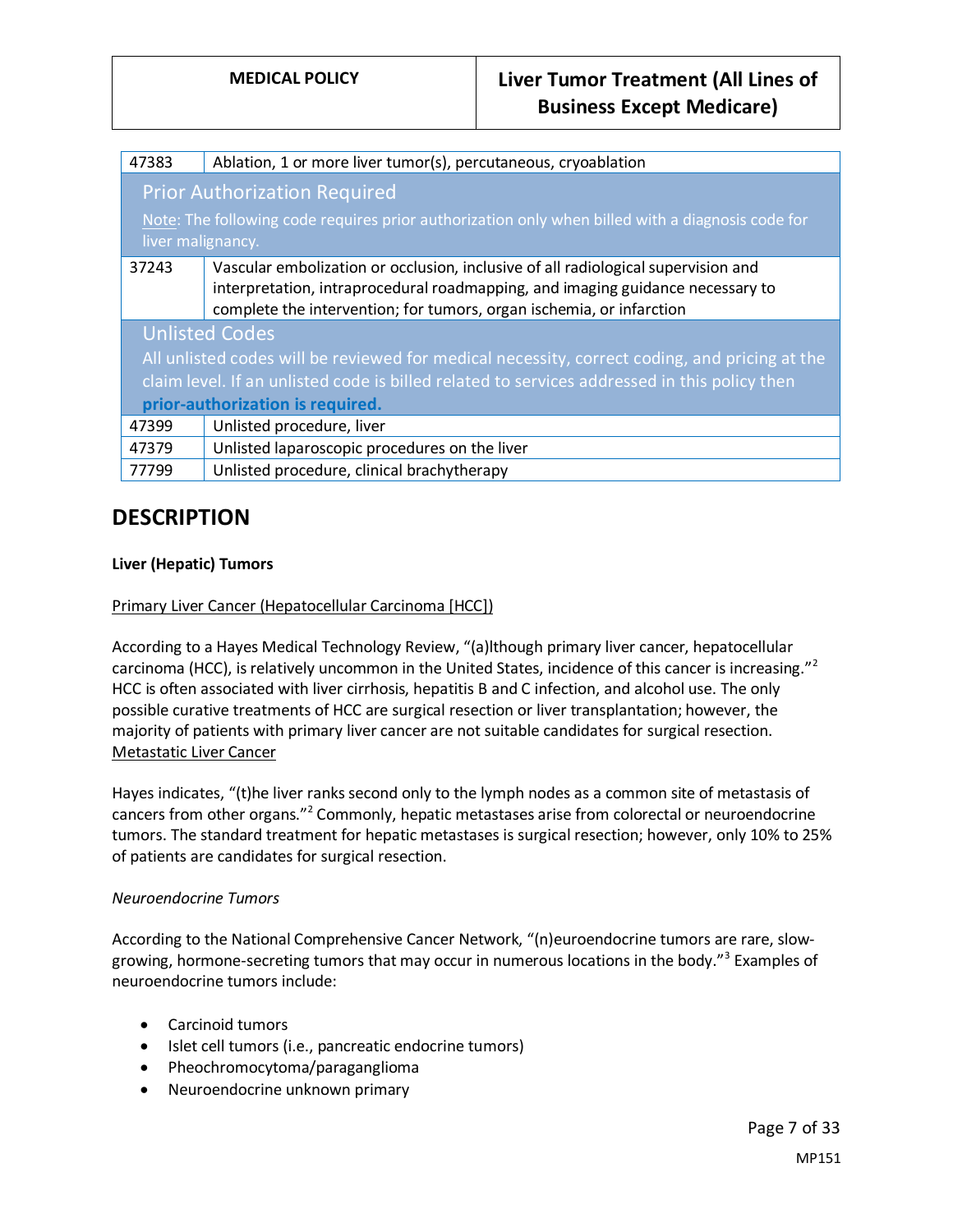| | |
|---|---|
| 47383 | Ablation, 1 or more liver tumor(s), percutaneous, cryoablation |
| **Prior Authorization Required**<br>Note: The following code requires prior authorization only when billed with a diagnosis code for liver malignancy. | |
| 37243 | Vascular embolization or occlusion, inclusive of all radiological supervision and interpretation, intraprocedural roadmapping, and imaging guidance necessary to complete the intervention; for tumors, organ ischemia, or infarction |
| **Unlisted Codes**<br>All unlisted codes will be reviewed for medical necessity, correct coding, and pricing at the claim level. If an unlisted code is billed related to services addressed in this policy then **prior-authorization is required.** | |
| 47399 | Unlisted procedure, liver |
| 47379 | Unlisted laparoscopic procedures on the liver |
| 77799 | Unlisted procedure, clinical brachytherapy |

## DESCRIPTION

**Liver (Hepatic) Tumors**

Primary Liver Cancer (Hepatocellular Carcinoma [HCC])

According to a Hayes Medical Technology Review, "(a)lthough primary liver cancer, hepatocellular carcinoma (HCC), is relatively uncommon in the United States, incidence of this cancer is increasing."[2] HCC is often associated with liver cirrhosis, hepatitis B and C infection, and alcohol use. The only possible curative treatments of HCC are surgical resection or liver transplantation; however, the majority of patients with primary liver cancer are not suitable candidates for surgical resection.

Metastatic Liver Cancer

Hayes indicates, "(t)he liver ranks second only to the lymph nodes as a common site of metastasis of cancers from other organs."[2] Commonly, hepatic metastases arise from colorectal or neuroendocrine tumors. The standard treatment for hepatic metastases is surgical resection; however, only 10% to 25% of patients are candidates for surgical resection.

*Neuroendocrine Tumors*

According to the National Comprehensive Cancer Network, "(n)euroendocrine tumors are rare, slow-growing, hormone-secreting tumors that may occur in numerous locations in the body."[3] Examples of neuroendocrine tumors include:

- Carcinoid tumors
- Islet cell tumors (i.e., pancreatic endocrine tumors)
- Pheochromocytoma/paraganglioma
- Neuroendocrine unknown primary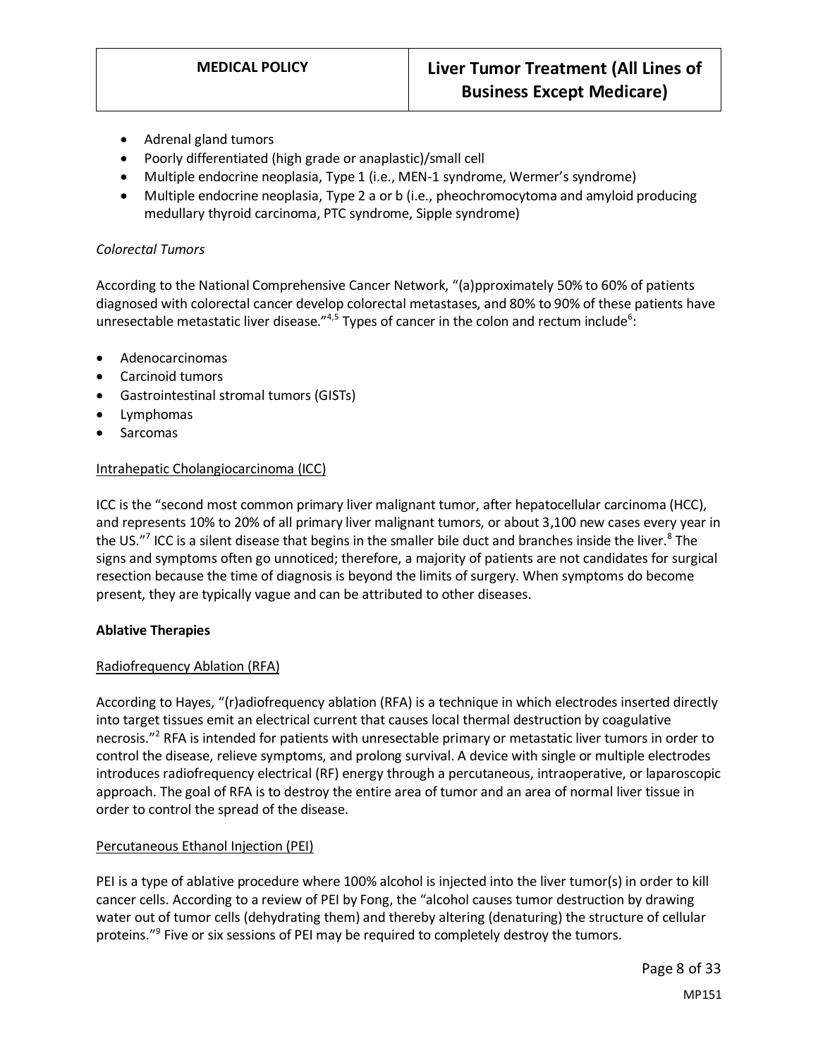- Adrenal gland tumors
- Poorly differentiated (high grade or anaplastic)/small cell
- Multiple endocrine neoplasia, Type 1 (i.e., MEN-1 syndrome, Wermer's syndrome)
- Multiple endocrine neoplasia, Type 2 a or b (i.e., pheochromocytoma and amyloid producing medullary thyroid carcinoma, PTC syndrome, Sipple syndrome)

*Colorectal Tumors*

According to the National Comprehensive Cancer Network, "(a)pproximately 50% to 60% of patients diagnosed with colorectal cancer develop colorectal metastases, and 80% to 90% of these patients have unresectable metastatic liver disease."[4,5] Types of cancer in the colon and rectum include[6]:

- Adenocarcinomas
- Carcinoid tumors
- Gastrointestinal stromal tumors (GISTs)
- Lymphomas
- Sarcomas

Intrahepatic Cholangiocarcinoma (ICC)

ICC is the "second most common primary liver malignant tumor, after hepatocellular carcinoma (HCC), and represents 10% to 20% of all primary liver malignant tumors, or about 3,100 new cases every year in the US."[7] ICC is a silent disease that begins in the smaller bile duct and branches inside the liver.[8] The signs and symptoms often go unnoticed; therefore, a majority of patients are not candidates for surgical resection because the time of diagnosis is beyond the limits of surgery. When symptoms do become present, they are typically vague and can be attributed to other diseases.

**Ablative Therapies**

Radiofrequency Ablation (RFA)

According to Hayes, "(r)adiofrequency ablation (RFA) is a technique in which electrodes inserted directly into target tissues emit an electrical current that causes local thermal destruction by coagulative necrosis."[2] RFA is intended for patients with unresectable primary or metastatic liver tumors in order to control the disease, relieve symptoms, and prolong survival. A device with single or multiple electrodes introduces radiofrequency electrical (RF) energy through a percutaneous, intraoperative, or laparoscopic approach. The goal of RFA is to destroy the entire area of tumor and an area of normal liver tissue in order to control the spread of the disease.

Percutaneous Ethanol Injection (PEI)

PEI is a type of ablative procedure where 100% alcohol is injected into the liver tumor(s) in order to kill cancer cells. According to a review of PEI by Fong, the "alcohol causes tumor destruction by drawing water out of tumor cells (dehydrating them) and thereby altering (denaturing) the structure of cellular proteins."[9] Five or six sessions of PEI may be required to completely destroy the tumors.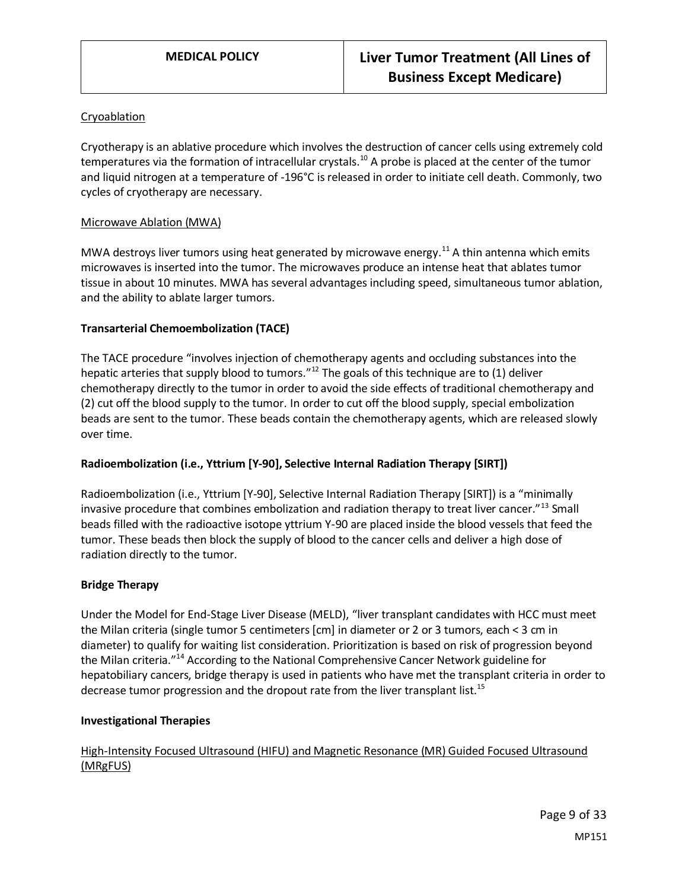Cryoablation

Cryotherapy is an ablative procedure which involves the destruction of cancer cells using extremely cold temperatures via the formation of intracellular crystals.[10] A probe is placed at the center of the tumor and liquid nitrogen at a temperature of -196°C is released in order to initiate cell death. Commonly, two cycles of cryotherapy are necessary.

Microwave Ablation (MWA)

MWA destroys liver tumors using heat generated by microwave energy.[11] A thin antenna which emits microwaves is inserted into the tumor. The microwaves produce an intense heat that ablates tumor tissue in about 10 minutes. MWA has several advantages including speed, simultaneous tumor ablation, and the ability to ablate larger tumors.

**Transarterial Chemoembolization (TACE)**

The TACE procedure "involves injection of chemotherapy agents and occluding substances into the hepatic arteries that supply blood to tumors."[12] The goals of this technique are to (1) deliver chemotherapy directly to the tumor in order to avoid the side effects of traditional chemotherapy and (2) cut off the blood supply to the tumor. In order to cut off the blood supply, special embolization beads are sent to the tumor. These beads contain the chemotherapy agents, which are released slowly over time.

**Radioembolization (i.e., Yttrium [Y-90], Selective Internal Radiation Therapy [SIRT])**

Radioembolization (i.e., Yttrium [Y-90], Selective Internal Radiation Therapy [SIRT]) is a "minimally invasive procedure that combines embolization and radiation therapy to treat liver cancer."[13] Small beads filled with the radioactive isotope yttrium Y-90 are placed inside the blood vessels that feed the tumor. These beads then block the supply of blood to the cancer cells and deliver a high dose of radiation directly to the tumor.

**Bridge Therapy**

Under the Model for End-Stage Liver Disease (MELD), "liver transplant candidates with HCC must meet the Milan criteria (single tumor 5 centimeters [cm] in diameter or 2 or 3 tumors, each < 3 cm in diameter) to qualify for waiting list consideration. Prioritization is based on risk of progression beyond the Milan criteria."[14] According to the National Comprehensive Cancer Network guideline for hepatobiliary cancers, bridge therapy is used in patients who have met the transplant criteria in order to decrease tumor progression and the dropout rate from the liver transplant list.[15]

**Investigational Therapies**

High-Intensity Focused Ultrasound (HIFU) and Magnetic Resonance (MR) Guided Focused Ultrasound (MRgFUS)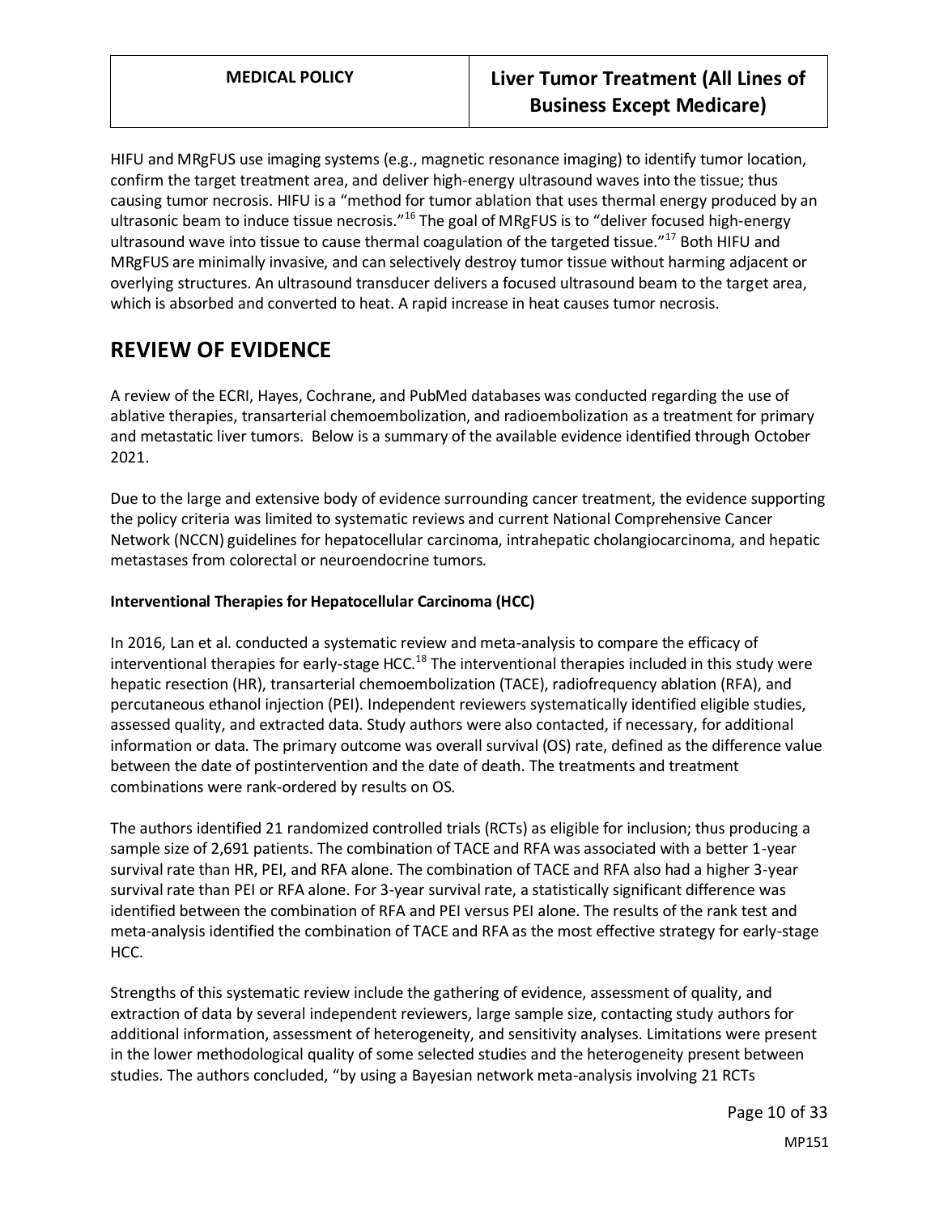HIFU and MRgFUS use imaging systems (e.g., magnetic resonance imaging) to identify tumor location, confirm the target treatment area, and deliver high-energy ultrasound waves into the tissue; thus causing tumor necrosis. HIFU is a "method for tumor ablation that uses thermal energy produced by an ultrasonic beam to induce tissue necrosis."[16] The goal of MRgFUS is to "deliver focused high-energy ultrasound wave into tissue to cause thermal coagulation of the targeted tissue."[17] Both HIFU and MRgFUS are minimally invasive, and can selectively destroy tumor tissue without harming adjacent or overlying structures. An ultrasound transducer delivers a focused ultrasound beam to the target area, which is absorbed and converted to heat. A rapid increase in heat causes tumor necrosis.

# REVIEW OF EVIDENCE

A review of the ECRI, Hayes, Cochrane, and PubMed databases was conducted regarding the use of ablative therapies, transarterial chemoembolization, and radioembolization as a treatment for primary and metastatic liver tumors. Below is a summary of the available evidence identified through October 2021.

Due to the large and extensive body of evidence surrounding cancer treatment, the evidence supporting the policy criteria was limited to systematic reviews and current National Comprehensive Cancer Network (NCCN) guidelines for hepatocellular carcinoma, intrahepatic cholangiocarcinoma, and hepatic metastases from colorectal or neuroendocrine tumors.

**Interventional Therapies for Hepatocellular Carcinoma (HCC)**

In 2016, Lan et al. conducted a systematic review and meta-analysis to compare the efficacy of interventional therapies for early-stage HCC.[18] The interventional therapies included in this study were hepatic resection (HR), transarterial chemoembolization (TACE), radiofrequency ablation (RFA), and percutaneous ethanol injection (PEI). Independent reviewers systematically identified eligible studies, assessed quality, and extracted data. Study authors were also contacted, if necessary, for additional information or data. The primary outcome was overall survival (OS) rate, defined as the difference value between the date of postintervention and the date of death. The treatments and treatment combinations were rank-ordered by results on OS.

The authors identified 21 randomized controlled trials (RCTs) as eligible for inclusion; thus producing a sample size of 2,691 patients. The combination of TACE and RFA was associated with a better 1-year survival rate than HR, PEI, and RFA alone. The combination of TACE and RFA also had a higher 3-year survival rate than PEI or RFA alone. For 3-year survival rate, a statistically significant difference was identified between the combination of RFA and PEI versus PEI alone. The results of the rank test and meta-analysis identified the combination of TACE and RFA as the most effective strategy for early-stage HCC.

Strengths of this systematic review include the gathering of evidence, assessment of quality, and extraction of data by several independent reviewers, large sample size, contacting study authors for additional information, assessment of heterogeneity, and sensitivity analyses. Limitations were present in the lower methodological quality of some selected studies and the heterogeneity present between studies. The authors concluded, "by using a Bayesian network meta-analysis involving 21 RCTs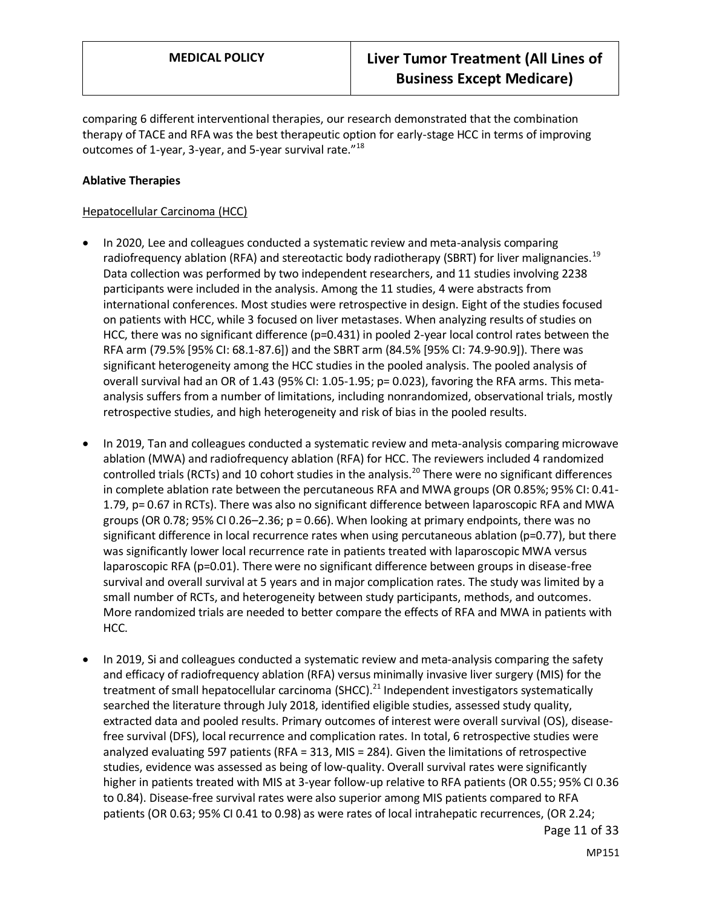comparing 6 different interventional therapies, our research demonstrated that the combination therapy of TACE and RFA was the best therapeutic option for early-stage HCC in terms of improving outcomes of 1-year, 3-year, and 5-year survival rate."[18]

**Ablative Therapies**

Hepatocellular Carcinoma (HCC)

- In 2020, Lee and colleagues conducted a systematic review and meta-analysis comparing radiofrequency ablation (RFA) and stereotactic body radiotherapy (SBRT) for liver malignancies.[19] Data collection was performed by two independent researchers, and 11 studies involving 2238 participants were included in the analysis. Among the 11 studies, 4 were abstracts from international conferences. Most studies were retrospective in design. Eight of the studies focused on patients with HCC, while 3 focused on liver metastases. When analyzing results of studies on HCC, there was no significant difference (p=0.431) in pooled 2-year local control rates between the RFA arm (79.5% [95% CI: 68.1-87.6]) and the SBRT arm (84.5% [95% CI: 74.9-90.9]). There was significant heterogeneity among the HCC studies in the pooled analysis. The pooled analysis of overall survival had an OR of 1.43 (95% CI: 1.05-1.95; p= 0.023), favoring the RFA arms. This meta-analysis suffers from a number of limitations, including nonrandomized, observational trials, mostly retrospective studies, and high heterogeneity and risk of bias in the pooled results.

- In 2019, Tan and colleagues conducted a systematic review and meta-analysis comparing microwave ablation (MWA) and radiofrequency ablation (RFA) for HCC. The reviewers included 4 randomized controlled trials (RCTs) and 10 cohort studies in the analysis.[20] There were no significant differences in complete ablation rate between the percutaneous RFA and MWA groups (OR 0.85%; 95% CI: 0.41-1.79, p= 0.67 in RCTs). There was also no significant difference between laparoscopic RFA and MWA groups (OR 0.78; 95% CI 0.26–2.36; p = 0.66). When looking at primary endpoints, there was no significant difference in local recurrence rates when using percutaneous ablation (p=0.77), but there was significantly lower local recurrence rate in patients treated with laparoscopic MWA versus laparoscopic RFA (p=0.01). There were no significant difference between groups in disease-free survival and overall survival at 5 years and in major complication rates. The study was limited by a small number of RCTs, and heterogeneity between study participants, methods, and outcomes. More randomized trials are needed to better compare the effects of RFA and MWA in patients with HCC.

- In 2019, Si and colleagues conducted a systematic review and meta-analysis comparing the safety and efficacy of radiofrequency ablation (RFA) versus minimally invasive liver surgery (MIS) for the treatment of small hepatocellular carcinoma (SHCC).[21] Independent investigators systematically searched the literature through July 2018, identified eligible studies, assessed study quality, extracted data and pooled results. Primary outcomes of interest were overall survival (OS), disease-free survival (DFS), local recurrence and complication rates. In total, 6 retrospective studies were analyzed evaluating 597 patients (RFA = 313, MIS = 284). Given the limitations of retrospective studies, evidence was assessed as being of low-quality. Overall survival rates were significantly higher in patients treated with MIS at 3-year follow-up relative to RFA patients (OR 0.55; 95% CI 0.36 to 0.84). Disease-free survival rates were also superior among MIS patients compared to RFA patients (OR 0.63; 95% CI 0.41 to 0.98) as were rates of local intrahepatic recurrences, (OR 2.24;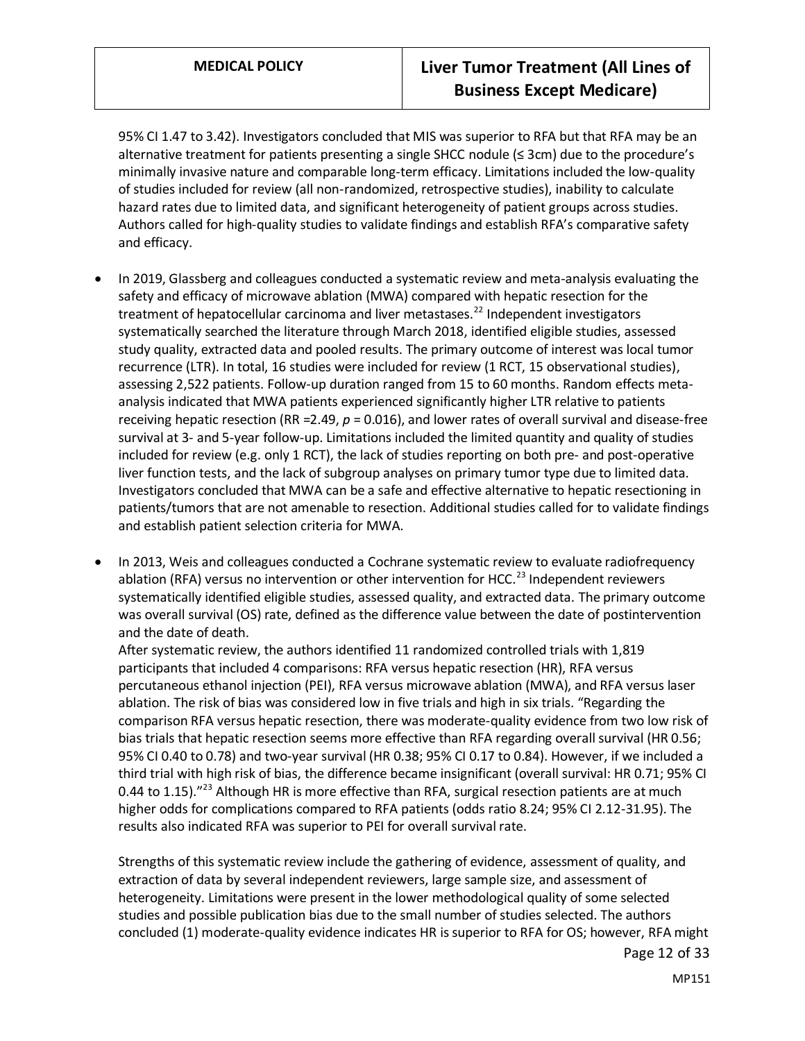95% CI 1.47 to 3.42). Investigators concluded that MIS was superior to RFA but that RFA may be an alternative treatment for patients presenting a single SHCC nodule (≤ 3cm) due to the procedure's minimally invasive nature and comparable long-term efficacy. Limitations included the low-quality of studies included for review (all non-randomized, retrospective studies), inability to calculate hazard rates due to limited data, and significant heterogeneity of patient groups across studies. Authors called for high-quality studies to validate findings and establish RFA's comparative safety and efficacy.

- In 2019, Glassberg and colleagues conducted a systematic review and meta-analysis evaluating the safety and efficacy of microwave ablation (MWA) compared with hepatic resection for the treatment of hepatocellular carcinoma and liver metastases.[22] Independent investigators systematically searched the literature through March 2018, identified eligible studies, assessed study quality, extracted data and pooled results. The primary outcome of interest was local tumor recurrence (LTR). In total, 16 studies were included for review (1 RCT, 15 observational studies), assessing 2,522 patients. Follow-up duration ranged from 15 to 60 months. Random effects meta-analysis indicated that MWA patients experienced significantly higher LTR relative to patients receiving hepatic resection (RR =2.49, $p$ = 0.016), and lower rates of overall survival and disease-free survival at 3- and 5-year follow-up. Limitations included the limited quantity and quality of studies included for review (e.g. only 1 RCT), the lack of studies reporting on both pre- and post-operative liver function tests, and the lack of subgroup analyses on primary tumor type due to limited data. Investigators concluded that MWA can be a safe and effective alternative to hepatic resectioning in patients/tumors that are not amenable to resection. Additional studies called for to validate findings and establish patient selection criteria for MWA.

- In 2013, Weis and colleagues conducted a Cochrane systematic review to evaluate radiofrequency ablation (RFA) versus no intervention or other intervention for HCC.[23] Independent reviewers systematically identified eligible studies, assessed quality, and extracted data. The primary outcome was overall survival (OS) rate, defined as the difference value between the date of postintervention and the date of death.

  After systematic review, the authors identified 11 randomized controlled trials with 1,819 participants that included 4 comparisons: RFA versus hepatic resection (HR), RFA versus percutaneous ethanol injection (PEI), RFA versus microwave ablation (MWA), and RFA versus laser ablation. The risk of bias was considered low in five trials and high in six trials. "Regarding the comparison RFA versus hepatic resection, there was moderate-quality evidence from two low risk of bias trials that hepatic resection seems more effective than RFA regarding overall survival (HR 0.56; 95% CI 0.40 to 0.78) and two-year survival (HR 0.38; 95% CI 0.17 to 0.84). However, if we included a third trial with high risk of bias, the difference became insignificant (overall survival: HR 0.71; 95% CI 0.44 to 1.15)."[23] Although HR is more effective than RFA, surgical resection patients are at much higher odds for complications compared to RFA patients (odds ratio 8.24; 95% CI 2.12-31.95). The results also indicated RFA was superior to PEI for overall survival rate.

  Strengths of this systematic review include the gathering of evidence, assessment of quality, and extraction of data by several independent reviewers, large sample size, and assessment of heterogeneity. Limitations were present in the lower methodological quality of some selected studies and possible publication bias due to the small number of studies selected. The authors concluded (1) moderate-quality evidence indicates HR is superior to RFA for OS; however, RFA might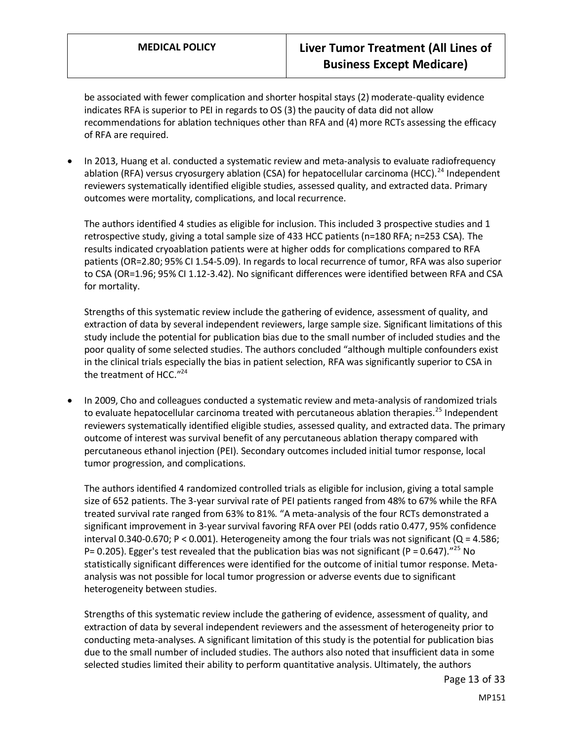be associated with fewer complication and shorter hospital stays (2) moderate-quality evidence indicates RFA is superior to PEI in regards to OS (3) the paucity of data did not allow recommendations for ablation techniques other than RFA and (4) more RCTs assessing the efficacy of RFA are required.

- In 2013, Huang et al. conducted a systematic review and meta-analysis to evaluate radiofrequency ablation (RFA) versus cryosurgery ablation (CSA) for hepatocellular carcinoma (HCC).[24] Independent reviewers systematically identified eligible studies, assessed quality, and extracted data. Primary outcomes were mortality, complications, and local recurrence.

  The authors identified 4 studies as eligible for inclusion. This included 3 prospective studies and 1 retrospective study, giving a total sample size of 433 HCC patients (n=180 RFA; n=253 CSA). The results indicated cryoablation patients were at higher odds for complications compared to RFA patients (OR=2.80; 95% CI 1.54-5.09). In regards to local recurrence of tumor, RFA was also superior to CSA (OR=1.96; 95% CI 1.12-3.42). No significant differences were identified between RFA and CSA for mortality.

  Strengths of this systematic review include the gathering of evidence, assessment of quality, and extraction of data by several independent reviewers, large sample size. Significant limitations of this study include the potential for publication bias due to the small number of included studies and the poor quality of some selected studies. The authors concluded "although multiple confounders exist in the clinical trials especially the bias in patient selection, RFA was significantly superior to CSA in the treatment of HCC."[24]

- In 2009, Cho and colleagues conducted a systematic review and meta-analysis of randomized trials to evaluate hepatocellular carcinoma treated with percutaneous ablation therapies.[25] Independent reviewers systematically identified eligible studies, assessed quality, and extracted data. The primary outcome of interest was survival benefit of any percutaneous ablation therapy compared with percutaneous ethanol injection (PEI). Secondary outcomes included initial tumor response, local tumor progression, and complications.

  The authors identified 4 randomized controlled trials as eligible for inclusion, giving a total sample size of 652 patients. The 3-year survival rate of PEI patients ranged from 48% to 67% while the RFA treated survival rate ranged from 63% to 81%. "A meta-analysis of the four RCTs demonstrated a significant improvement in 3-year survival favoring RFA over PEI (odds ratio 0.477, 95% confidence interval 0.340-0.670; $P < 0.001$). Heterogeneity among the four trials was not significant ($Q = 4.586$; $P = 0.205$). Egger's test revealed that the publication bias was not significant ($P = 0.647$)."[25] No statistically significant differences were identified for the outcome of initial tumor response. Meta-analysis was not possible for local tumor progression or adverse events due to significant heterogeneity between studies.

  Strengths of this systematic review include the gathering of evidence, assessment of quality, and extraction of data by several independent reviewers and the assessment of heterogeneity prior to conducting meta-analyses. A significant limitation of this study is the potential for publication bias due to the small number of included studies. The authors also noted that insufficient data in some selected studies limited their ability to perform quantitative analysis. Ultimately, the authors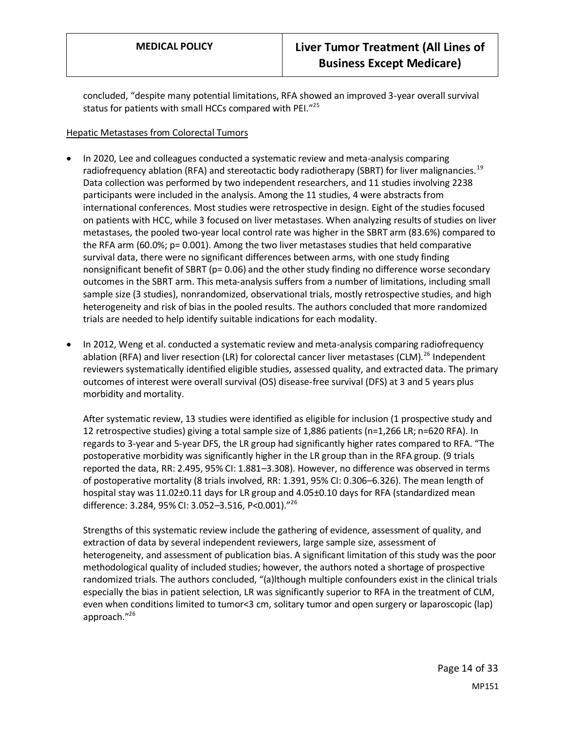concluded, "despite many potential limitations, RFA showed an improved 3-year overall survival status for patients with small HCCs compared with PEI."[25]

Hepatic Metastases from Colorectal Tumors

- In 2020, Lee and colleagues conducted a systematic review and meta-analysis comparing radiofrequency ablation (RFA) and stereotactic body radiotherapy (SBRT) for liver malignancies.[19] Data collection was performed by two independent researchers, and 11 studies involving 2238 participants were included in the analysis. Among the 11 studies, 4 were abstracts from international conferences. Most studies were retrospective in design. Eight of the studies focused on patients with HCC, while 3 focused on liver metastases. When analyzing results of studies on liver metastases, the pooled two-year local control rate was higher in the SBRT arm (83.6%) compared to the RFA arm (60.0%; p= 0.001). Among the two liver metastases studies that held comparative survival data, there were no significant differences between arms, with one study finding nonsignificant benefit of SBRT (p= 0.06) and the other study finding no difference worse secondary outcomes in the SBRT arm. This meta-analysis suffers from a number of limitations, including small sample size (3 studies), nonrandomized, observational trials, mostly retrospective studies, and high heterogeneity and risk of bias in the pooled results. The authors concluded that more randomized trials are needed to help identify suitable indications for each modality.

- In 2012, Weng et al. conducted a systematic review and meta-analysis comparing radiofrequency ablation (RFA) and liver resection (LR) for colorectal cancer liver metastases (CLM).[26] Independent reviewers systematically identified eligible studies, assessed quality, and extracted data. The primary outcomes of interest were overall survival (OS) disease-free survival (DFS) at 3 and 5 years plus morbidity and mortality.

  After systematic review, 13 studies were identified as eligible for inclusion (1 prospective study and 12 retrospective studies) giving a total sample size of 1,886 patients (n=1,266 LR; n=620 RFA). In regards to 3-year and 5-year DFS, the LR group had significantly higher rates compared to RFA. "The postoperative morbidity was significantly higher in the LR group than in the RFA group. (9 trials reported the data, RR: 2.495, 95% CI: 1.881–3.308). However, no difference was observed in terms of postoperative mortality (8 trials involved, RR: 1.391, 95% CI: 0.306–6.326). The mean length of hospital stay was 11.02±0.11 days for LR group and 4.05±0.10 days for RFA (standardized mean difference: 3.284, 95% CI: 3.052–3.516, P<0.001)."[26]

  Strengths of this systematic review include the gathering of evidence, assessment of quality, and extraction of data by several independent reviewers, large sample size, assessment of heterogeneity, and assessment of publication bias. A significant limitation of this study was the poor methodological quality of included studies; however, the authors noted a shortage of prospective randomized trials. The authors concluded, "(a)lthough multiple confounders exist in the clinical trials especially the bias in patient selection, LR was significantly superior to RFA in the treatment of CLM, even when conditions limited to tumor<3 cm, solitary tumor and open surgery or laparoscopic (lap) approach."[26]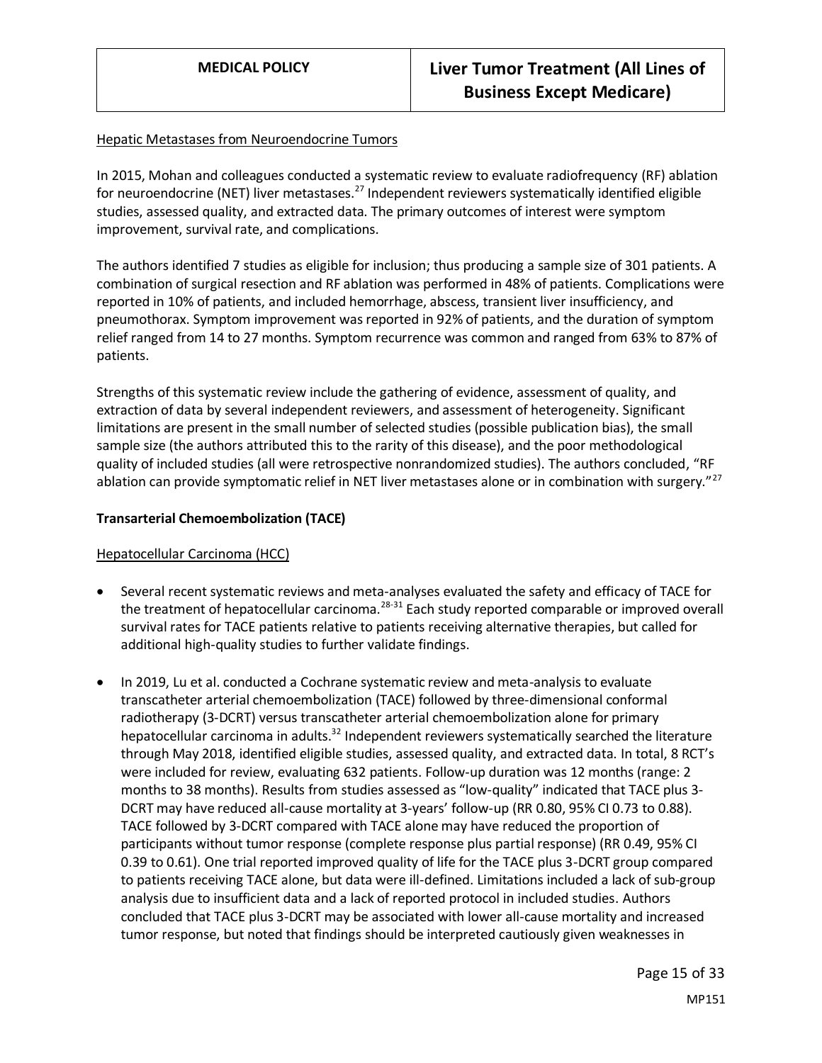Hepatic Metastases from Neuroendocrine Tumors

In 2015, Mohan and colleagues conducted a systematic review to evaluate radiofrequency (RF) ablation for neuroendocrine (NET) liver metastases.[27] Independent reviewers systematically identified eligible studies, assessed quality, and extracted data. The primary outcomes of interest were symptom improvement, survival rate, and complications.

The authors identified 7 studies as eligible for inclusion; thus producing a sample size of 301 patients. A combination of surgical resection and RF ablation was performed in 48% of patients. Complications were reported in 10% of patients, and included hemorrhage, abscess, transient liver insufficiency, and pneumothorax. Symptom improvement was reported in 92% of patients, and the duration of symptom relief ranged from 14 to 27 months. Symptom recurrence was common and ranged from 63% to 87% of patients.

Strengths of this systematic review include the gathering of evidence, assessment of quality, and extraction of data by several independent reviewers, and assessment of heterogeneity. Significant limitations are present in the small number of selected studies (possible publication bias), the small sample size (the authors attributed this to the rarity of this disease), and the poor methodological quality of included studies (all were retrospective nonrandomized studies). The authors concluded, "RF ablation can provide symptomatic relief in NET liver metastases alone or in combination with surgery."[27]

**Transarterial Chemoembolization (TACE)**

Hepatocellular Carcinoma (HCC)

- Several recent systematic reviews and meta-analyses evaluated the safety and efficacy of TACE for the treatment of hepatocellular carcinoma.[28-31] Each study reported comparable or improved overall survival rates for TACE patients relative to patients receiving alternative therapies, but called for additional high-quality studies to further validate findings.

- In 2019, Lu et al. conducted a Cochrane systematic review and meta-analysis to evaluate transcatheter arterial chemoembolization (TACE) followed by three-dimensional conformal radiotherapy (3-DCRT) versus transcatheter arterial chemoembolization alone for primary hepatocellular carcinoma in adults.[32] Independent reviewers systematically searched the literature through May 2018, identified eligible studies, assessed quality, and extracted data. In total, 8 RCT's were included for review, evaluating 632 patients. Follow-up duration was 12 months (range: 2 months to 38 months). Results from studies assessed as "low-quality" indicated that TACE plus 3-DCRT may have reduced all-cause mortality at 3-years' follow-up (RR 0.80, 95% CI 0.73 to 0.88). TACE followed by 3-DCRT compared with TACE alone may have reduced the proportion of participants without tumor response (complete response plus partial response) (RR 0.49, 95% CI 0.39 to 0.61). One trial reported improved quality of life for the TACE plus 3-DCRT group compared to patients receiving TACE alone, but data were ill-defined. Limitations included a lack of sub-group analysis due to insufficient data and a lack of reported protocol in included studies. Authors concluded that TACE plus 3-DCRT may be associated with lower all-cause mortality and increased tumor response, but noted that findings should be interpreted cautiously given weaknesses in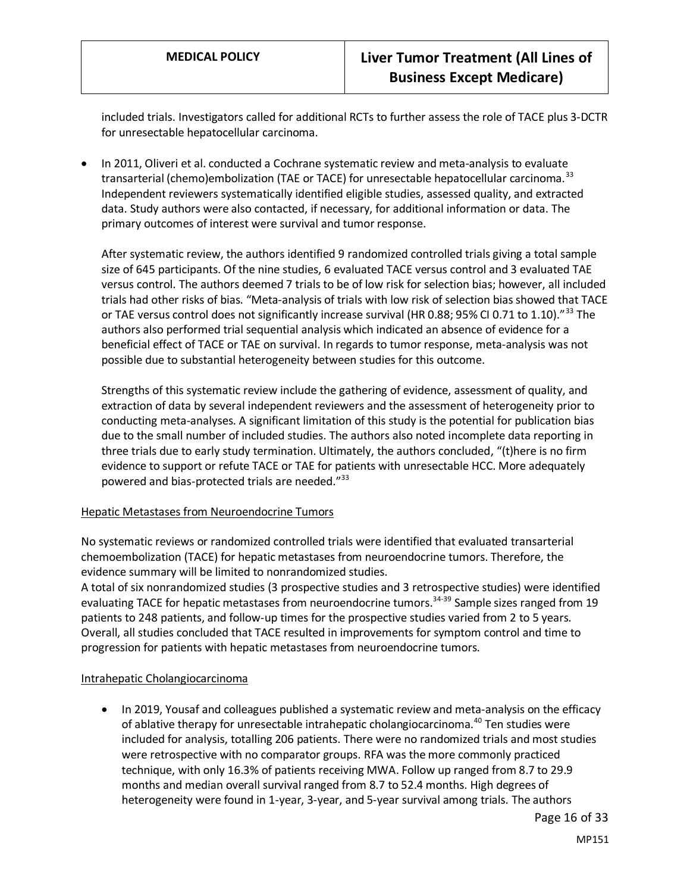included trials. Investigators called for additional RCTs to further assess the role of TACE plus 3-DCTR for unresectable hepatocellular carcinoma.

- In 2011, Oliveri et al. conducted a Cochrane systematic review and meta-analysis to evaluate transarterial (chemo)embolization (TAE or TACE) for unresectable hepatocellular carcinoma.[33] Independent reviewers systematically identified eligible studies, assessed quality, and extracted data. Study authors were also contacted, if necessary, for additional information or data. The primary outcomes of interest were survival and tumor response.

  After systematic review, the authors identified 9 randomized controlled trials giving a total sample size of 645 participants. Of the nine studies, 6 evaluated TACE versus control and 3 evaluated TAE versus control. The authors deemed 7 trials to be of low risk for selection bias; however, all included trials had other risks of bias. "Meta-analysis of trials with low risk of selection bias showed that TACE or TAE versus control does not significantly increase survival (HR 0.88; 95% CI 0.71 to 1.10)."[33] The authors also performed trial sequential analysis which indicated an absence of evidence for a beneficial effect of TACE or TAE on survival. In regards to tumor response, meta-analysis was not possible due to substantial heterogeneity between studies for this outcome.

  Strengths of this systematic review include the gathering of evidence, assessment of quality, and extraction of data by several independent reviewers and the assessment of heterogeneity prior to conducting meta-analyses. A significant limitation of this study is the potential for publication bias due to the small number of included studies. The authors also noted incomplete data reporting in three trials due to early study termination. Ultimately, the authors concluded, "(t)here is no firm evidence to support or refute TACE or TAE for patients with unresectable HCC. More adequately powered and bias-protected trials are needed."[33]

Hepatic Metastases from Neuroendocrine Tumors

No systematic reviews or randomized controlled trials were identified that evaluated transarterial chemoembolization (TACE) for hepatic metastases from neuroendocrine tumors. Therefore, the evidence summary will be limited to nonrandomized studies.

A total of six nonrandomized studies (3 prospective studies and 3 retrospective studies) were identified evaluating TACE for hepatic metastases from neuroendocrine tumors.[34-39] Sample sizes ranged from 19 patients to 248 patients, and follow-up times for the prospective studies varied from 2 to 5 years. Overall, all studies concluded that TACE resulted in improvements for symptom control and time to progression for patients with hepatic metastases from neuroendocrine tumors.

Intrahepatic Cholangiocarcinoma

- In 2019, Yousaf and colleagues published a systematic review and meta-analysis on the efficacy of ablative therapy for unresectable intrahepatic cholangiocarcinoma.[40] Ten studies were included for analysis, totalling 206 patients. There were no randomized trials and most studies were retrospective with no comparator groups. RFA was the more commonly practiced technique, with only 16.3% of patients receiving MWA. Follow up ranged from 8.7 to 29.9 months and median overall survival ranged from 8.7 to 52.4 months. High degrees of heterogeneity were found in 1-year, 3-year, and 5-year survival among trials. The authors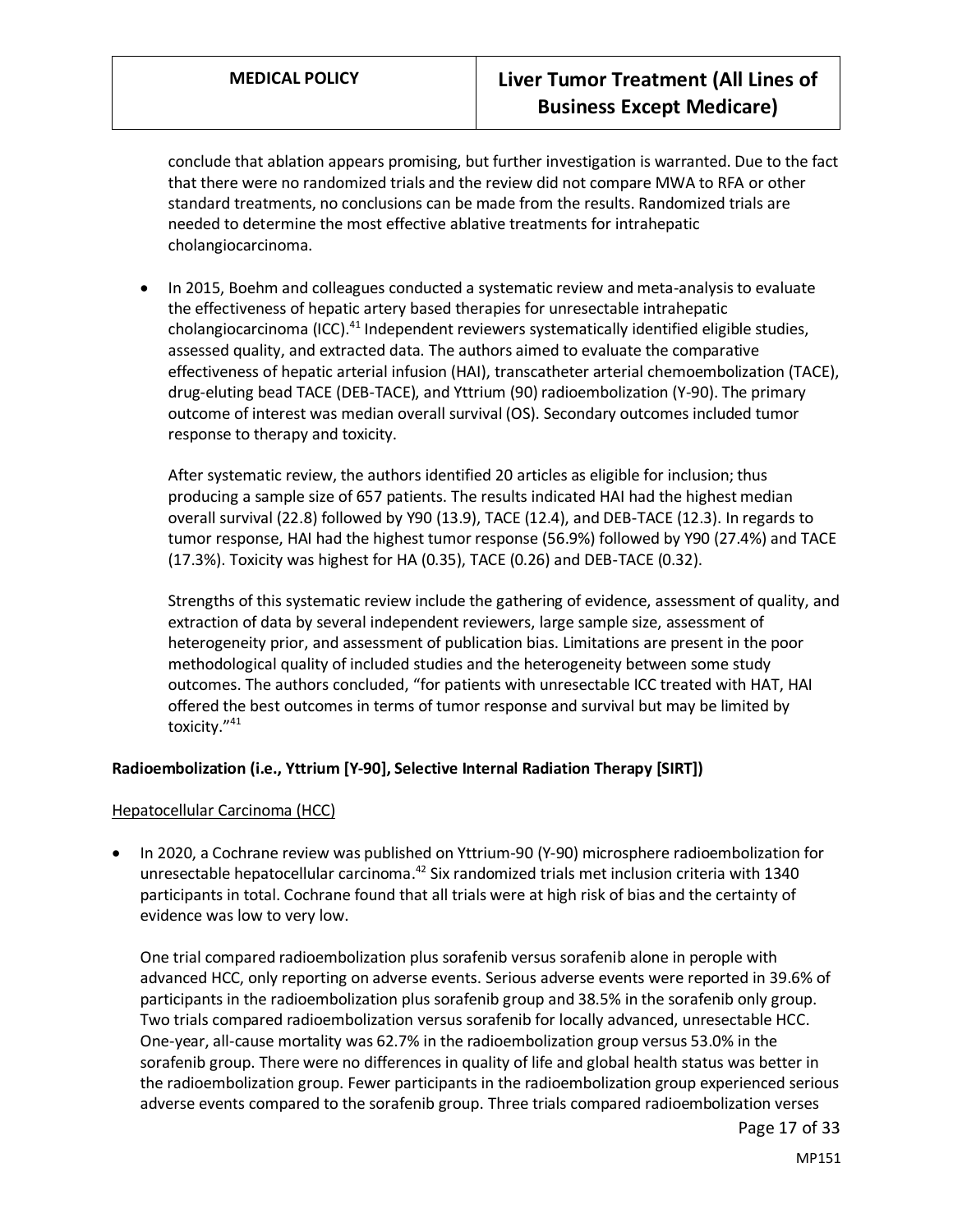conclude that ablation appears promising, but further investigation is warranted. Due to the fact that there were no randomized trials and the review did not compare MWA to RFA or other standard treatments, no conclusions can be made from the results. Randomized trials are needed to determine the most effective ablative treatments for intrahepatic cholangiocarcinoma.

- In 2015, Boehm and colleagues conducted a systematic review and meta-analysis to evaluate the effectiveness of hepatic artery based therapies for unresectable intrahepatic cholangiocarcinoma (ICC).[41] Independent reviewers systematically identified eligible studies, assessed quality, and extracted data. The authors aimed to evaluate the comparative effectiveness of hepatic arterial infusion (HAI), transcatheter arterial chemoembolization (TACE), drug-eluting bead TACE (DEB-TACE), and Yttrium (90) radioembolization (Y-90). The primary outcome of interest was median overall survival (OS). Secondary outcomes included tumor response to therapy and toxicity.

  After systematic review, the authors identified 20 articles as eligible for inclusion; thus producing a sample size of 657 patients. The results indicated HAI had the highest median overall survival (22.8) followed by Y90 (13.9), TACE (12.4), and DEB-TACE (12.3). In regards to tumor response, HAI had the highest tumor response (56.9%) followed by Y90 (27.4%) and TACE (17.3%). Toxicity was highest for HA (0.35), TACE (0.26) and DEB-TACE (0.32).

  Strengths of this systematic review include the gathering of evidence, assessment of quality, and extraction of data by several independent reviewers, large sample size, assessment of heterogeneity prior, and assessment of publication bias. Limitations are present in the poor methodological quality of included studies and the heterogeneity between some study outcomes. The authors concluded, "for patients with unresectable ICC treated with HAT, HAI offered the best outcomes in terms of tumor response and survival but may be limited by toxicity."[41]

**Radioembolization (i.e., Yttrium [Y-90], Selective Internal Radiation Therapy [SIRT])**

Hepatocellular Carcinoma (HCC)

- In 2020, a Cochrane review was published on Yttrium-90 (Y-90) microsphere radioembolization for unresectable hepatocellular carcinoma.[42] Six randomized trials met inclusion criteria with 1340 participants in total. Cochrane found that all trials were at high risk of bias and the certainty of evidence was low to very low.

  One trial compared radioembolization plus sorafenib versus sorafenib alone in perople with advanced HCC, only reporting on adverse events. Serious adverse events were reported in 39.6% of participants in the radioembolization plus sorafenib group and 38.5% in the sorafenib only group. Two trials compared radioembolization versus sorafenib for locally advanced, unresectable HCC. One-year, all-cause mortality was 62.7% in the radioembolization group versus 53.0% in the sorafenib group. There were no differences in quality of life and global health status was better in the radioembolization group. Fewer participants in the radioembolization group experienced serious adverse events compared to the sorafenib group. Three trials compared radioembolization verses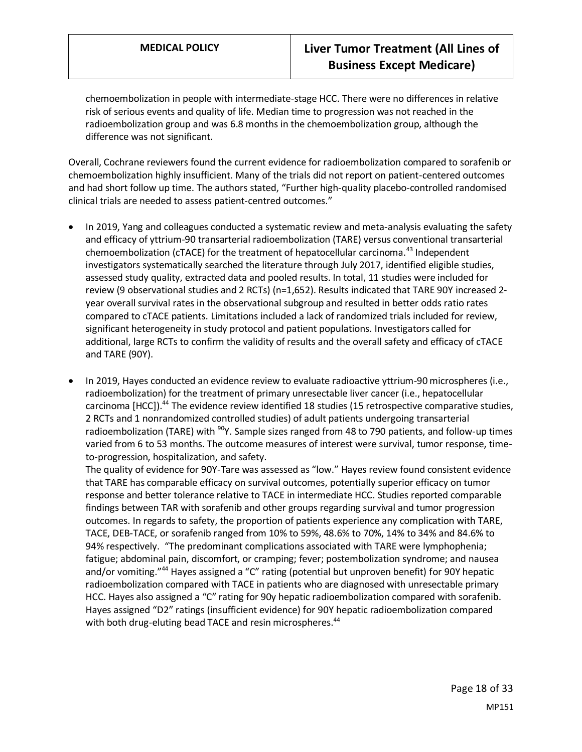chemoembolization in people with intermediate-stage HCC. There were no differences in relative risk of serious events and quality of life. Median time to progression was not reached in the radioembolization group and was 6.8 months in the chemoembolization group, although the difference was not significant.

Overall, Cochrane reviewers found the current evidence for radioembolization compared to sorafenib or chemoembolization highly insufficient. Many of the trials did not report on patient-centered outcomes and had short follow up time. The authors stated, "Further high-quality placebo-controlled randomised clinical trials are needed to assess patient-centred outcomes."

- In 2019, Yang and colleagues conducted a systematic review and meta-analysis evaluating the safety and efficacy of yttrium-90 transarterial radioembolization (TARE) versus conventional transarterial chemoembolization (cTACE) for the treatment of hepatocellular carcinoma.[43] Independent investigators systematically searched the literature through July 2017, identified eligible studies, assessed study quality, extracted data and pooled results. In total, 11 studies were included for review (9 observational studies and 2 RCTs) (n=1,652). Results indicated that TARE 90Y increased 2-year overall survival rates in the observational subgroup and resulted in better odds ratio rates compared to cTACE patients. Limitations included a lack of randomized trials included for review, significant heterogeneity in study protocol and patient populations. Investigators called for additional, large RCTs to confirm the validity of results and the overall safety and efficacy of cTACE and TARE (90Y).

- In 2019, Hayes conducted an evidence review to evaluate radioactive yttrium-90 microspheres (i.e., radioembolization) for the treatment of primary unresectable liver cancer (i.e., hepatocellular carcinoma [HCC]).[44] The evidence review identified 18 studies (15 retrospective comparative studies, 2 RCTs and 1 nonrandomized controlled studies) of adult patients undergoing transarterial radioembolization (TARE) with $^{90}$Y. Sample sizes ranged from 48 to 790 patients, and follow-up times varied from 6 to 53 months. The outcome measures of interest were survival, tumor response, time-to-progression, hospitalization, and safety.
  The quality of evidence for 90Y-Tare was assessed as "low." Hayes review found consistent evidence that TARE has comparable efficacy on survival outcomes, potentially superior efficacy on tumor response and better tolerance relative to TACE in intermediate HCC. Studies reported comparable findings between TAR with sorafenib and other groups regarding survival and tumor progression outcomes. In regards to safety, the proportion of patients experience any complication with TARE, TACE, DEB-TACE, or sorafenib ranged from 10% to 59%, 48.6% to 70%, 14% to 34% and 84.6% to 94% respectively. "The predominant complications associated with TARE were lymphophenia; fatigue; abdominal pain, discomfort, or cramping; fever; postembolization syndrome; and nausea and/or vomiting."[44] Hayes assigned a "C" rating (potential but unproven benefit) for 90Y hepatic radioembolization compared with TACE in patients who are diagnosed with unresectable primary HCC. Hayes also assigned a "C" rating for 90y hepatic radioembolization compared with sorafenib. Hayes assigned "D2" ratings (insufficient evidence) for 90Y hepatic radioembolization compared with both drug-eluting bead TACE and resin microspheres.[44]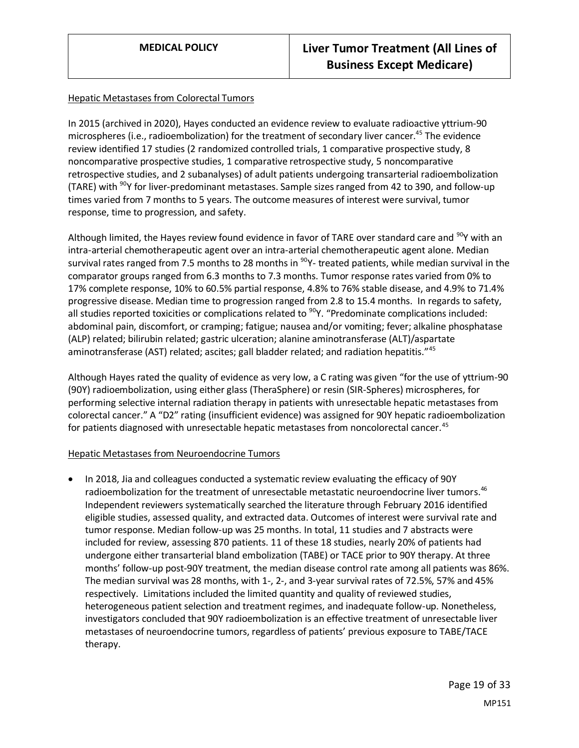Hepatic Metastases from Colorectal Tumors

In 2015 (archived in 2020), Hayes conducted an evidence review to evaluate radioactive yttrium-90 microspheres (i.e., radioembolization) for the treatment of secondary liver cancer.[45] The evidence review identified 17 studies (2 randomized controlled trials, 1 comparative prospective study, 8 noncomparative prospective studies, 1 comparative retrospective study, 5 noncomparative retrospective studies, and 2 subanalyses) of adult patients undergoing transarterial radioembolization (TARE) with $^{90}$Y for liver-predominant metastases. Sample sizes ranged from 42 to 390, and follow-up times varied from 7 months to 5 years. The outcome measures of interest were survival, tumor response, time to progression, and safety.

Although limited, the Hayes review found evidence in favor of TARE over standard care and $^{90}$Y with an intra-arterial chemotherapeutic agent over an intra-arterial chemotherapeutic agent alone. Median survival rates ranged from 7.5 months to 28 months in $^{90}$Y- treated patients, while median survival in the comparator groups ranged from 6.3 months to 7.3 months. Tumor response rates varied from 0% to 17% complete response, 10% to 60.5% partial response, 4.8% to 76% stable disease, and 4.9% to 71.4% progressive disease. Median time to progression ranged from 2.8 to 15.4 months. In regards to safety, all studies reported toxicities or complications related to $^{90}$Y. "Predominate complications included: abdominal pain, discomfort, or cramping; fatigue; nausea and/or vomiting; fever; alkaline phosphatase (ALP) related; bilirubin related; gastric ulceration; alanine aminotransferase (ALT)/aspartate aminotransferase (AST) related; ascites; gall bladder related; and radiation hepatitis."[45]

Although Hayes rated the quality of evidence as very low, a C rating was given "for the use of yttrium-90 (90Y) radioembolization, using either glass (TheraSphere) or resin (SIR-Spheres) microspheres, for performing selective internal radiation therapy in patients with unresectable hepatic metastases from colorectal cancer." A "D2" rating (insufficient evidence) was assigned for 90Y hepatic radioembolization for patients diagnosed with unresectable hepatic metastases from noncolorectal cancer.[45]

Hepatic Metastases from Neuroendocrine Tumors

- In 2018, Jia and colleagues conducted a systematic review evaluating the efficacy of 90Y radioembolization for the treatment of unresectable metastatic neuroendocrine liver tumors.[46] Independent reviewers systematically searched the literature through February 2016 identified eligible studies, assessed quality, and extracted data. Outcomes of interest were survival rate and tumor response. Median follow-up was 25 months. In total, 11 studies and 7 abstracts were included for review, assessing 870 patients. 11 of these 18 studies, nearly 20% of patients had undergone either transarterial bland embolization (TABE) or TACE prior to 90Y therapy. At three months' follow-up post-90Y treatment, the median disease control rate among all patients was 86%. The median survival was 28 months, with 1-, 2-, and 3-year survival rates of 72.5%, 57% and 45% respectively. Limitations included the limited quantity and quality of reviewed studies, heterogeneous patient selection and treatment regimes, and inadequate follow-up. Nonetheless, investigators concluded that 90Y radioembolization is an effective treatment of unresectable liver metastases of neuroendocrine tumors, regardless of patients' previous exposure to TABE/TACE therapy.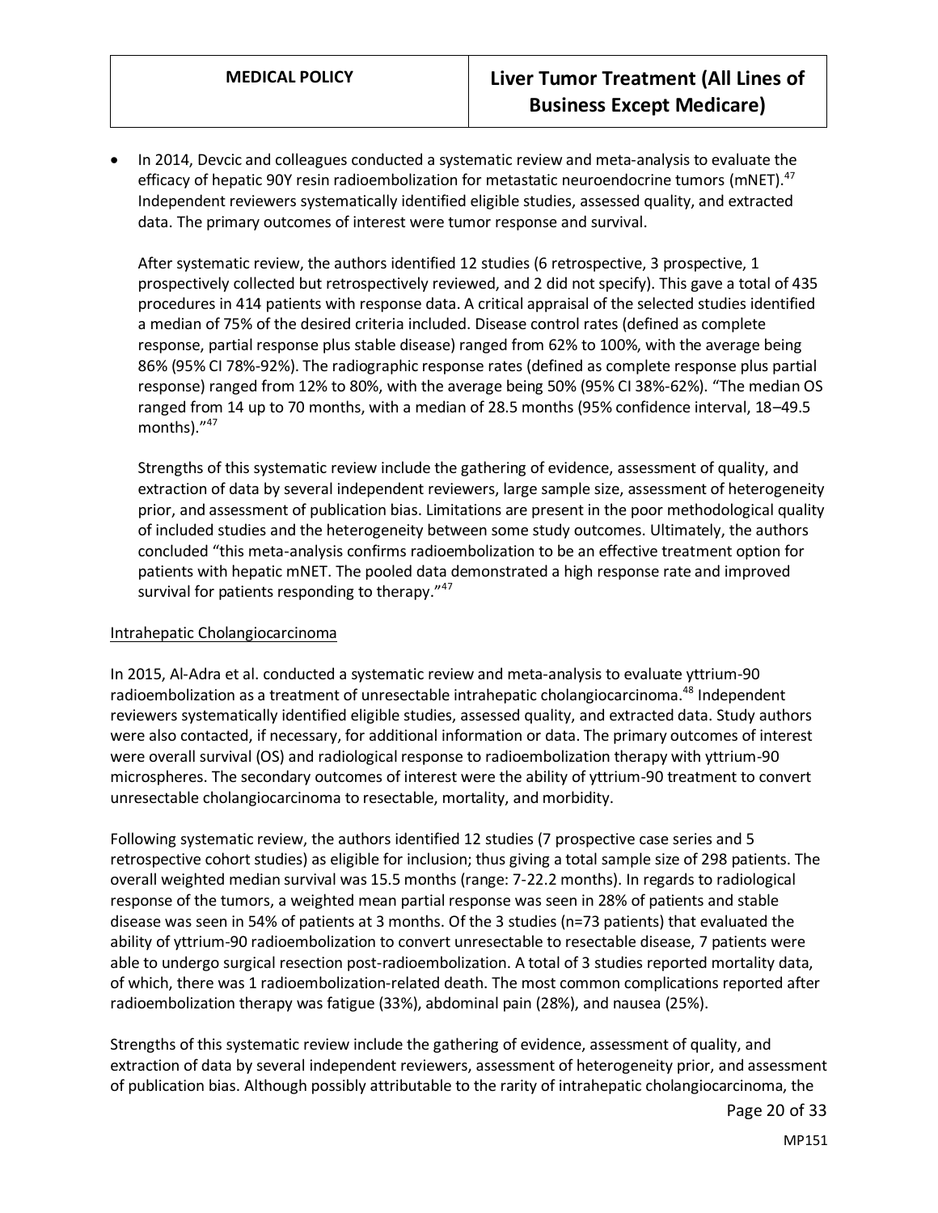- In 2014, Devcic and colleagues conducted a systematic review and meta-analysis to evaluate the efficacy of hepatic 90Y resin radioembolization for metastatic neuroendocrine tumors (mNET).[47] Independent reviewers systematically identified eligible studies, assessed quality, and extracted data. The primary outcomes of interest were tumor response and survival.

  After systematic review, the authors identified 12 studies (6 retrospective, 3 prospective, 1 prospectively collected but retrospectively reviewed, and 2 did not specify). This gave a total of 435 procedures in 414 patients with response data. A critical appraisal of the selected studies identified a median of 75% of the desired criteria included. Disease control rates (defined as complete response, partial response plus stable disease) ranged from 62% to 100%, with the average being 86% (95% CI 78%-92%). The radiographic response rates (defined as complete response plus partial response) ranged from 12% to 80%, with the average being 50% (95% CI 38%-62%). "The median OS ranged from 14 up to 70 months, with a median of 28.5 months (95% confidence interval, 18–49.5 months)."[47]

  Strengths of this systematic review include the gathering of evidence, assessment of quality, and extraction of data by several independent reviewers, large sample size, assessment of heterogeneity prior, and assessment of publication bias. Limitations are present in the poor methodological quality of included studies and the heterogeneity between some study outcomes. Ultimately, the authors concluded "this meta-analysis confirms radioembolization to be an effective treatment option for patients with hepatic mNET. The pooled data demonstrated a high response rate and improved survival for patients responding to therapy."[47]

Intrahepatic Cholangiocarcinoma

In 2015, Al-Adra et al. conducted a systematic review and meta-analysis to evaluate yttrium-90 radioembolization as a treatment of unresectable intrahepatic cholangiocarcinoma.[48] Independent reviewers systematically identified eligible studies, assessed quality, and extracted data. Study authors were also contacted, if necessary, for additional information or data. The primary outcomes of interest were overall survival (OS) and radiological response to radioembolization therapy with yttrium-90 microspheres. The secondary outcomes of interest were the ability of yttrium-90 treatment to convert unresectable cholangiocarcinoma to resectable, mortality, and morbidity.

Following systematic review, the authors identified 12 studies (7 prospective case series and 5 retrospective cohort studies) as eligible for inclusion; thus giving a total sample size of 298 patients. The overall weighted median survival was 15.5 months (range: 7-22.2 months). In regards to radiological response of the tumors, a weighted mean partial response was seen in 28% of patients and stable disease was seen in 54% of patients at 3 months. Of the 3 studies (n=73 patients) that evaluated the ability of yttrium-90 radioembolization to convert unresectable to resectable disease, 7 patients were able to undergo surgical resection post-radioembolization. A total of 3 studies reported mortality data, of which, there was 1 radioembolization-related death. The most common complications reported after radioembolization therapy was fatigue (33%), abdominal pain (28%), and nausea (25%).

Strengths of this systematic review include the gathering of evidence, assessment of quality, and extraction of data by several independent reviewers, assessment of heterogeneity prior, and assessment of publication bias. Although possibly attributable to the rarity of intrahepatic cholangiocarcinoma, the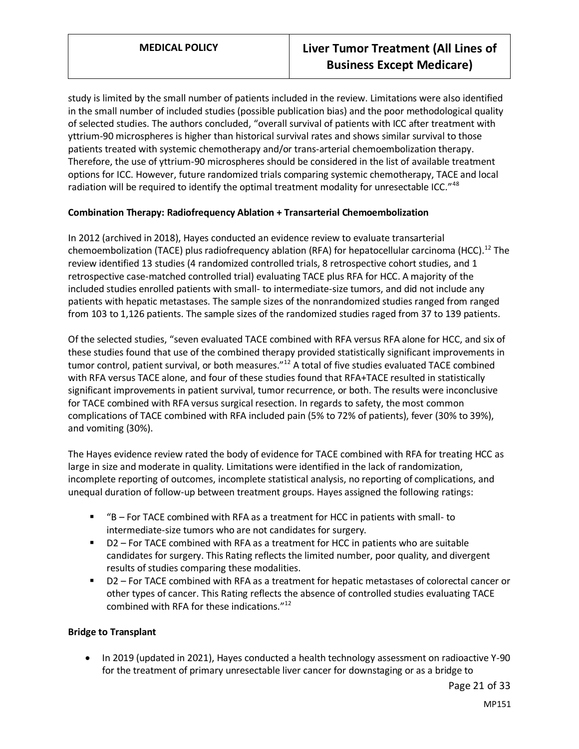study is limited by the small number of patients included in the review. Limitations were also identified in the small number of included studies (possible publication bias) and the poor methodological quality of selected studies. The authors concluded, "overall survival of patients with ICC after treatment with yttrium-90 microspheres is higher than historical survival rates and shows similar survival to those patients treated with systemic chemotherapy and/or trans-arterial chemoembolization therapy. Therefore, the use of yttrium-90 microspheres should be considered in the list of available treatment options for ICC. However, future randomized trials comparing systemic chemotherapy, TACE and local radiation will be required to identify the optimal treatment modality for unresectable ICC."[48]

**Combination Therapy: Radiofrequency Ablation + Transarterial Chemoembolization**

In 2012 (archived in 2018), Hayes conducted an evidence review to evaluate transarterial chemoembolization (TACE) plus radiofrequency ablation (RFA) for hepatocellular carcinoma (HCC).[12] The review identified 13 studies (4 randomized controlled trials, 8 retrospective cohort studies, and 1 retrospective case-matched controlled trial) evaluating TACE plus RFA for HCC. A majority of the included studies enrolled patients with small- to intermediate-size tumors, and did not include any patients with hepatic metastases. The sample sizes of the nonrandomized studies ranged from ranged from 103 to 1,126 patients. The sample sizes of the randomized studies raged from 37 to 139 patients.

Of the selected studies, "seven evaluated TACE combined with RFA versus RFA alone for HCC, and six of these studies found that use of the combined therapy provided statistically significant improvements in tumor control, patient survival, or both measures."[12] A total of five studies evaluated TACE combined with RFA versus TACE alone, and four of these studies found that RFA+TACE resulted in statistically significant improvements in patient survival, tumor recurrence, or both. The results were inconclusive for TACE combined with RFA versus surgical resection. In regards to safety, the most common complications of TACE combined with RFA included pain (5% to 72% of patients), fever (30% to 39%), and vomiting (30%).

The Hayes evidence review rated the body of evidence for TACE combined with RFA for treating HCC as large in size and moderate in quality. Limitations were identified in the lack of randomization, incomplete reporting of outcomes, incomplete statistical analysis, no reporting of complications, and unequal duration of follow-up between treatment groups. Hayes assigned the following ratings:

- "B – For TACE combined with RFA as a treatment for HCC in patients with small- to intermediate-size tumors who are not candidates for surgery.
- D2 – For TACE combined with RFA as a treatment for HCC in patients who are suitable candidates for surgery. This Rating reflects the limited number, poor quality, and divergent results of studies comparing these modalities.
- D2 – For TACE combined with RFA as a treatment for hepatic metastases of colorectal cancer or other types of cancer. This Rating reflects the absence of controlled studies evaluating TACE combined with RFA for these indications."[12]

**Bridge to Transplant**

- In 2019 (updated in 2021), Hayes conducted a health technology assessment on radioactive Y-90 for the treatment of primary unresectable liver cancer for downstaging or as a bridge to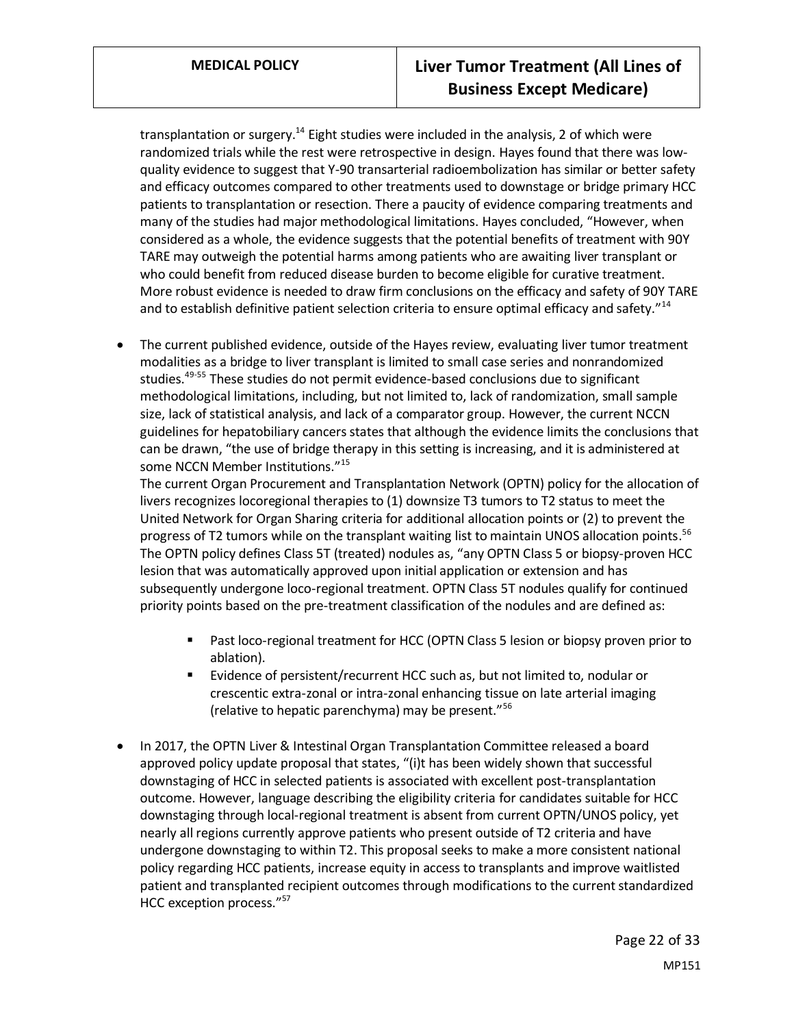transplantation or surgery.[14] Eight studies were included in the analysis, 2 of which were randomized trials while the rest were retrospective in design. Hayes found that there was low-quality evidence to suggest that Y-90 transarterial radioembolization has similar or better safety and efficacy outcomes compared to other treatments used to downstage or bridge primary HCC patients to transplantation or resection. There a paucity of evidence comparing treatments and many of the studies had major methodological limitations. Hayes concluded, "However, when considered as a whole, the evidence suggests that the potential benefits of treatment with 90Y TARE may outweigh the potential harms among patients who are awaiting liver transplant or who could benefit from reduced disease burden to become eligible for curative treatment. More robust evidence is needed to draw firm conclusions on the efficacy and safety of 90Y TARE and to establish definitive patient selection criteria to ensure optimal efficacy and safety."[14]

- The current published evidence, outside of the Hayes review, evaluating liver tumor treatment modalities as a bridge to liver transplant is limited to small case series and nonrandomized studies.[49-55] These studies do not permit evidence-based conclusions due to significant methodological limitations, including, but not limited to, lack of randomization, small sample size, lack of statistical analysis, and lack of a comparator group. However, the current NCCN guidelines for hepatobiliary cancers states that although the evidence limits the conclusions that can be drawn, "the use of bridge therapy in this setting is increasing, and it is administered at some NCCN Member Institutions."[15]

  The current Organ Procurement and Transplantation Network (OPTN) policy for the allocation of livers recognizes locoregional therapies to (1) downsize T3 tumors to T2 status to meet the United Network for Organ Sharing criteria for additional allocation points or (2) to prevent the progress of T2 tumors while on the transplant waiting list to maintain UNOS allocation points.[56] The OPTN policy defines Class 5T (treated) nodules as, "any OPTN Class 5 or biopsy-proven HCC lesion that was automatically approved upon initial application or extension and has subsequently undergone loco-regional treatment. OPTN Class 5T nodules qualify for continued priority points based on the pre-treatment classification of the nodules and are defined as:

    - Past loco-regional treatment for HCC (OPTN Class 5 lesion or biopsy proven prior to ablation).
    - Evidence of persistent/recurrent HCC such as, but not limited to, nodular or crescentic extra-zonal or intra-zonal enhancing tissue on late arterial imaging (relative to hepatic parenchyma) may be present."[56]

- In 2017, the OPTN Liver & Intestinal Organ Transplantation Committee released a board approved policy update proposal that states, "(i)t has been widely shown that successful downstaging of HCC in selected patients is associated with excellent post-transplantation outcome. However, language describing the eligibility criteria for candidates suitable for HCC downstaging through local-regional treatment is absent from current OPTN/UNOS policy, yet nearly all regions currently approve patients who present outside of T2 criteria and have undergone downstaging to within T2. This proposal seeks to make a more consistent national policy regarding HCC patients, increase equity in access to transplants and improve waitlisted patient and transplanted recipient outcomes through modifications to the current standardized HCC exception process."[57]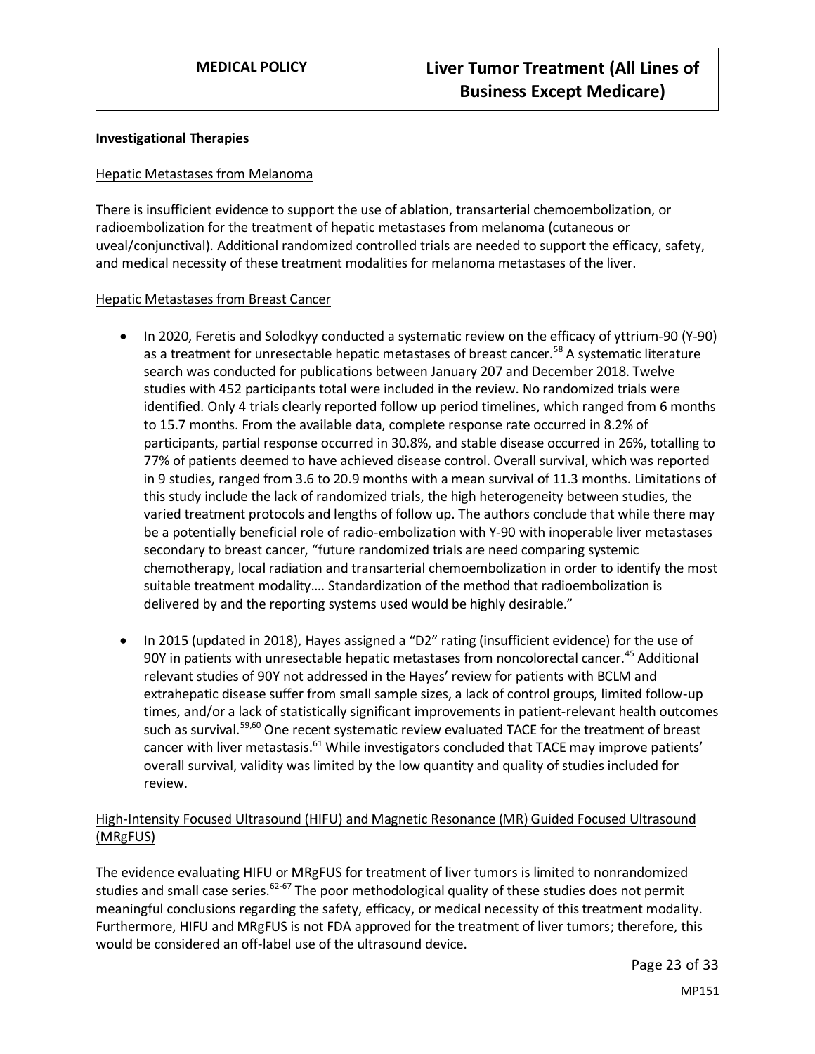**Investigational Therapies**

Hepatic Metastases from Melanoma

There is insufficient evidence to support the use of ablation, transarterial chemoembolization, or radioembolization for the treatment of hepatic metastases from melanoma (cutaneous or uveal/conjunctival). Additional randomized controlled trials are needed to support the efficacy, safety, and medical necessity of these treatment modalities for melanoma metastases of the liver.

Hepatic Metastases from Breast Cancer

- In 2020, Feretis and Solodkyy conducted a systematic review on the efficacy of yttrium-90 (Y-90) as a treatment for unresectable hepatic metastases of breast cancer.[58] A systematic literature search was conducted for publications between January 207 and December 2018. Twelve studies with 452 participants total were included in the review. No randomized trials were identified. Only 4 trials clearly reported follow up period timelines, which ranged from 6 months to 15.7 months. From the available data, complete response rate occurred in 8.2% of participants, partial response occurred in 30.8%, and stable disease occurred in 26%, totalling to 77% of patients deemed to have achieved disease control. Overall survival, which was reported in 9 studies, ranged from 3.6 to 20.9 months with a mean survival of 11.3 months. Limitations of this study include the lack of randomized trials, the high heterogeneity between studies, the varied treatment protocols and lengths of follow up. The authors conclude that while there may be a potentially beneficial role of radio-embolization with Y-90 with inoperable liver metastases secondary to breast cancer, "future randomized trials are need comparing systemic chemotherapy, local radiation and transarterial chemoembolization in order to identify the most suitable treatment modality…. Standardization of the method that radioembolization is delivered by and the reporting systems used would be highly desirable."
- In 2015 (updated in 2018), Hayes assigned a "D2" rating (insufficient evidence) for the use of 90Y in patients with unresectable hepatic metastases from noncolorectal cancer.[45] Additional relevant studies of 90Y not addressed in the Hayes' review for patients with BCLM and extrahepatic disease suffer from small sample sizes, a lack of control groups, limited follow-up times, and/or a lack of statistically significant improvements in patient-relevant health outcomes such as survival.[59,60] One recent systematic review evaluated TACE for the treatment of breast cancer with liver metastasis.[61] While investigators concluded that TACE may improve patients' overall survival, validity was limited by the low quantity and quality of studies included for review.

High-Intensity Focused Ultrasound (HIFU) and Magnetic Resonance (MR) Guided Focused Ultrasound (MRgFUS)

The evidence evaluating HIFU or MRgFUS for treatment of liver tumors is limited to nonrandomized studies and small case series.[62-67] The poor methodological quality of these studies does not permit meaningful conclusions regarding the safety, efficacy, or medical necessity of this treatment modality. Furthermore, HIFU and MRgFUS is not FDA approved for the treatment of liver tumors; therefore, this would be considered an off-label use of the ultrasound device.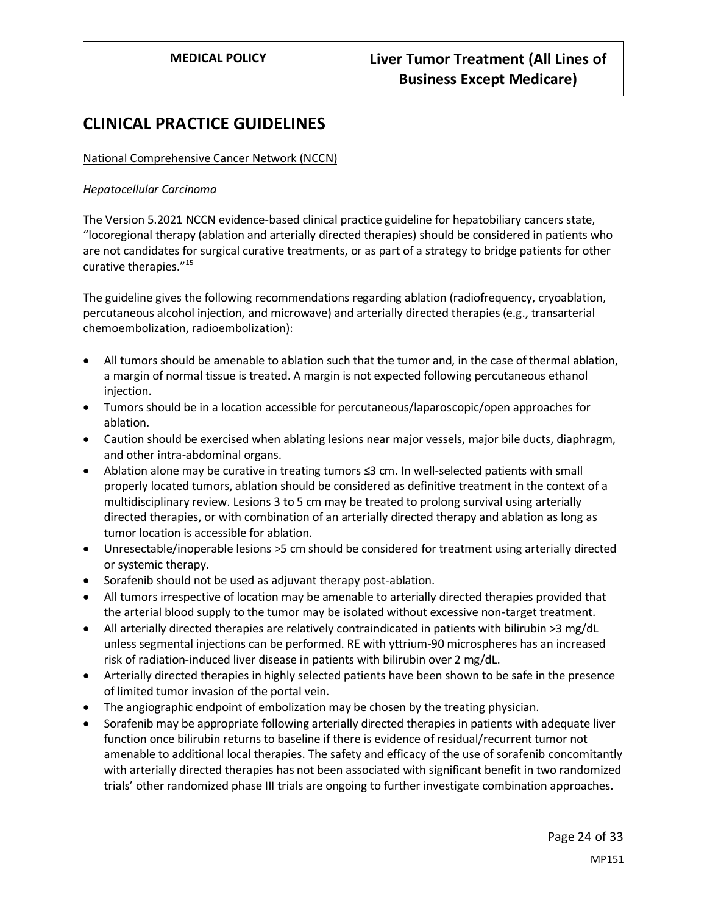## CLINICAL PRACTICE GUIDELINES

National Comprehensive Cancer Network (NCCN)

*Hepatocellular Carcinoma*

The Version 5.2021 NCCN evidence-based clinical practice guideline for hepatobiliary cancers state, "locoregional therapy (ablation and arterially directed therapies) should be considered in patients who are not candidates for surgical curative treatments, or as part of a strategy to bridge patients for other curative therapies."[15]

The guideline gives the following recommendations regarding ablation (radiofrequency, cryoablation, percutaneous alcohol injection, and microwave) and arterially directed therapies (e.g., transarterial chemoembolization, radioembolization):

- All tumors should be amenable to ablation such that the tumor and, in the case of thermal ablation, a margin of normal tissue is treated. A margin is not expected following percutaneous ethanol injection.
- Tumors should be in a location accessible for percutaneous/laparoscopic/open approaches for ablation.
- Caution should be exercised when ablating lesions near major vessels, major bile ducts, diaphragm, and other intra-abdominal organs.
- Ablation alone may be curative in treating tumors ≤3 cm. In well-selected patients with small properly located tumors, ablation should be considered as definitive treatment in the context of a multidisciplinary review. Lesions 3 to 5 cm may be treated to prolong survival using arterially directed therapies, or with combination of an arterially directed therapy and ablation as long as tumor location is accessible for ablation.
- Unresectable/inoperable lesions >5 cm should be considered for treatment using arterially directed or systemic therapy.
- Sorafenib should not be used as adjuvant therapy post-ablation.
- All tumors irrespective of location may be amenable to arterially directed therapies provided that the arterial blood supply to the tumor may be isolated without excessive non-target treatment.
- All arterially directed therapies are relatively contraindicated in patients with bilirubin >3 mg/dL unless segmental injections can be performed. RE with yttrium-90 microspheres has an increased risk of radiation-induced liver disease in patients with bilirubin over 2 mg/dL.
- Arterially directed therapies in highly selected patients have been shown to be safe in the presence of limited tumor invasion of the portal vein.
- The angiographic endpoint of embolization may be chosen by the treating physician.
- Sorafenib may be appropriate following arterially directed therapies in patients with adequate liver function once bilirubin returns to baseline if there is evidence of residual/recurrent tumor not amenable to additional local therapies. The safety and efficacy of the use of sorafenib concomitantly with arterially directed therapies has not been associated with significant benefit in two randomized trials' other randomized phase III trials are ongoing to further investigate combination approaches.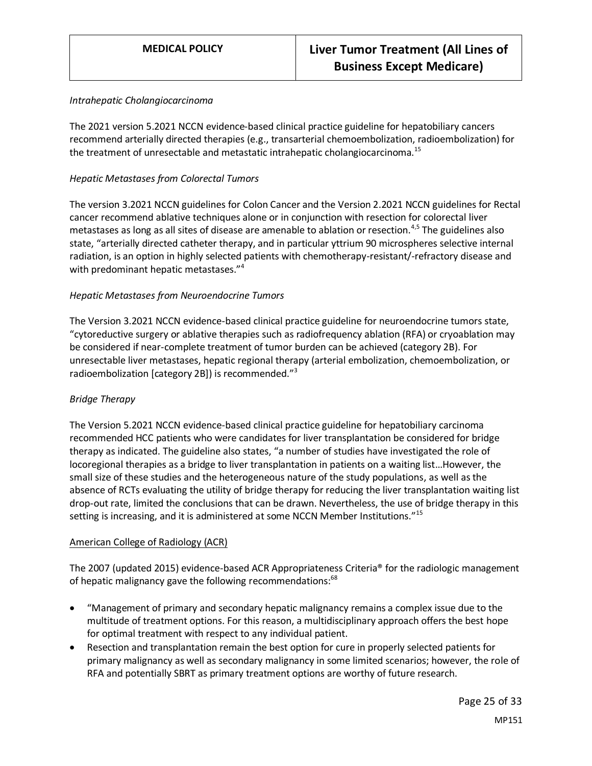*Intrahepatic Cholangiocarcinoma*

The 2021 version 5.2021 NCCN evidence-based clinical practice guideline for hepatobiliary cancers recommend arterially directed therapies (e.g., transarterial chemoembolization, radioembolization) for the treatment of unresectable and metastatic intrahepatic cholangiocarcinoma.[15]

*Hepatic Metastases from Colorectal Tumors*

The version 3.2021 NCCN guidelines for Colon Cancer and the Version 2.2021 NCCN guidelines for Rectal cancer recommend ablative techniques alone or in conjunction with resection for colorectal liver metastases as long as all sites of disease are amenable to ablation or resection.[4,5] The guidelines also state, "arterially directed catheter therapy, and in particular yttrium 90 microspheres selective internal radiation, is an option in highly selected patients with chemotherapy-resistant/-refractory disease and with predominant hepatic metastases."[4]

*Hepatic Metastases from Neuroendocrine Tumors*

The Version 3.2021 NCCN evidence-based clinical practice guideline for neuroendocrine tumors state, "cytoreductive surgery or ablative therapies such as radiofrequency ablation (RFA) or cryoablation may be considered if near-complete treatment of tumor burden can be achieved (category 2B). For unresectable liver metastases, hepatic regional therapy (arterial embolization, chemoembolization, or radioembolization [category 2B]) is recommended."[3]

*Bridge Therapy*

The Version 5.2021 NCCN evidence-based clinical practice guideline for hepatobiliary carcinoma recommended HCC patients who were candidates for liver transplantation be considered for bridge therapy as indicated. The guideline also states, "a number of studies have investigated the role of locoregional therapies as a bridge to liver transplantation in patients on a waiting list…However, the small size of these studies and the heterogeneous nature of the study populations, as well as the absence of RCTs evaluating the utility of bridge therapy for reducing the liver transplantation waiting list drop-out rate, limited the conclusions that can be drawn. Nevertheless, the use of bridge therapy in this setting is increasing, and it is administered at some NCCN Member Institutions."[15]

American College of Radiology (ACR)

The 2007 (updated 2015) evidence-based ACR Appropriateness Criteria® for the radiologic management of hepatic malignancy gave the following recommendations:[68]

- "Management of primary and secondary hepatic malignancy remains a complex issue due to the multitude of treatment options. For this reason, a multidisciplinary approach offers the best hope for optimal treatment with respect to any individual patient.
- Resection and transplantation remain the best option for cure in properly selected patients for primary malignancy as well as secondary malignancy in some limited scenarios; however, the role of RFA and potentially SBRT as primary treatment options are worthy of future research.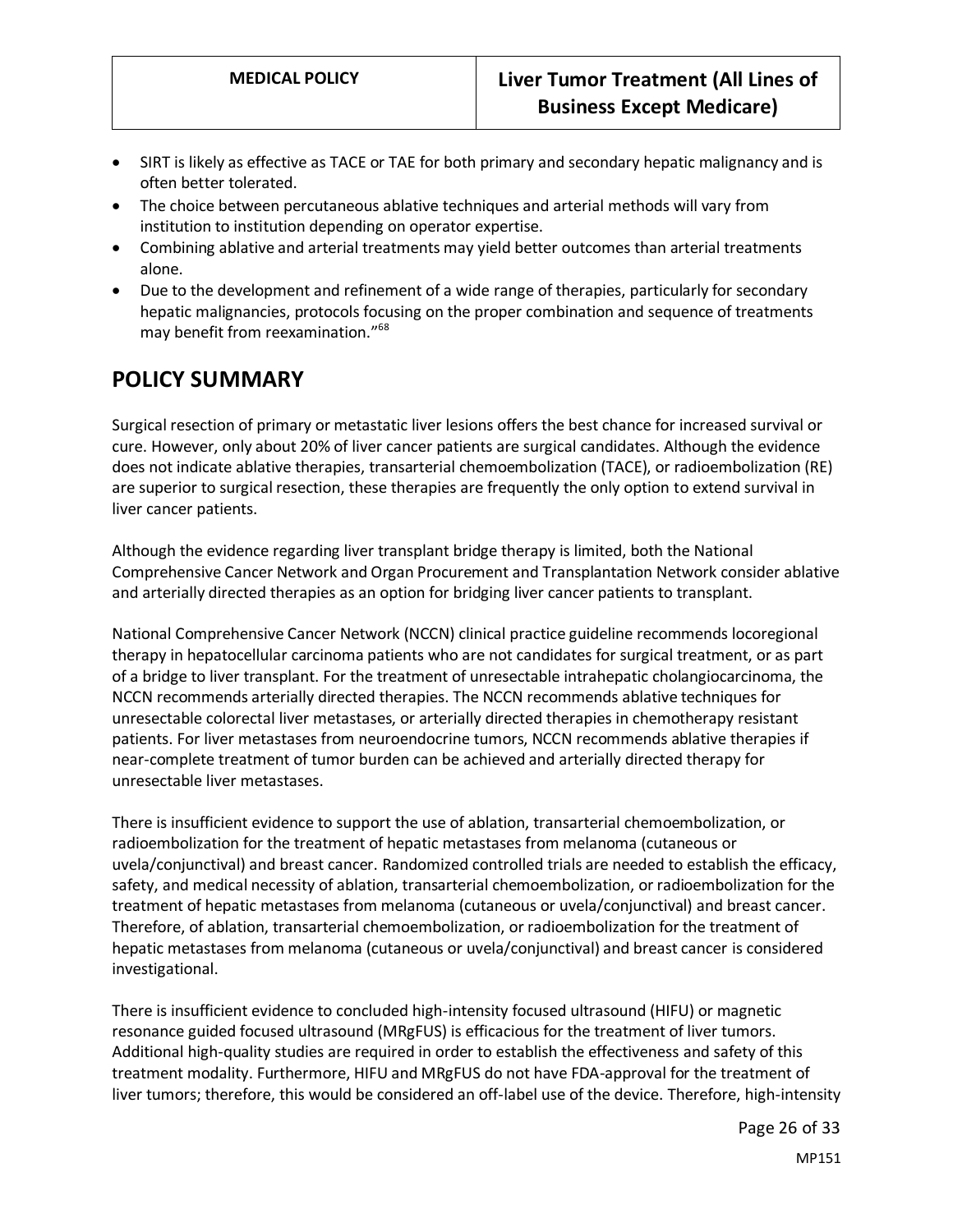- SIRT is likely as effective as TACE or TAE for both primary and secondary hepatic malignancy and is often better tolerated.
- The choice between percutaneous ablative techniques and arterial methods will vary from institution to institution depending on operator expertise.
- Combining ablative and arterial treatments may yield better outcomes than arterial treatments alone.
- Due to the development and refinement of a wide range of therapies, particularly for secondary hepatic malignancies, protocols focusing on the proper combination and sequence of treatments may benefit from reexamination."[68]

## POLICY SUMMARY

Surgical resection of primary or metastatic liver lesions offers the best chance for increased survival or cure. However, only about 20% of liver cancer patients are surgical candidates. Although the evidence does not indicate ablative therapies, transarterial chemoembolization (TACE), or radioembolization (RE) are superior to surgical resection, these therapies are frequently the only option to extend survival in liver cancer patients.

Although the evidence regarding liver transplant bridge therapy is limited, both the National Comprehensive Cancer Network and Organ Procurement and Transplantation Network consider ablative and arterially directed therapies as an option for bridging liver cancer patients to transplant.

National Comprehensive Cancer Network (NCCN) clinical practice guideline recommends locoregional therapy in hepatocellular carcinoma patients who are not candidates for surgical treatment, or as part of a bridge to liver transplant. For the treatment of unresectable intrahepatic cholangiocarcinoma, the NCCN recommends arterially directed therapies. The NCCN recommends ablative techniques for unresectable colorectal liver metastases, or arterially directed therapies in chemotherapy resistant patients. For liver metastases from neuroendocrine tumors, NCCN recommends ablative therapies if near-complete treatment of tumor burden can be achieved and arterially directed therapy for unresectable liver metastases.

There is insufficient evidence to support the use of ablation, transarterial chemoembolization, or radioembolization for the treatment of hepatic metastases from melanoma (cutaneous or uvela/conjunctival) and breast cancer. Randomized controlled trials are needed to establish the efficacy, safety, and medical necessity of ablation, transarterial chemoembolization, or radioembolization for the treatment of hepatic metastases from melanoma (cutaneous or uvela/conjunctival) and breast cancer. Therefore, of ablation, transarterial chemoembolization, or radioembolization for the treatment of hepatic metastases from melanoma (cutaneous or uvela/conjunctival) and breast cancer is considered investigational.

There is insufficient evidence to concluded high-intensity focused ultrasound (HIFU) or magnetic resonance guided focused ultrasound (MRgFUS) is efficacious for the treatment of liver tumors. Additional high-quality studies are required in order to establish the effectiveness and safety of this treatment modality. Furthermore, HIFU and MRgFUS do not have FDA-approval for the treatment of liver tumors; therefore, this would be considered an off-label use of the device. Therefore, high-intensity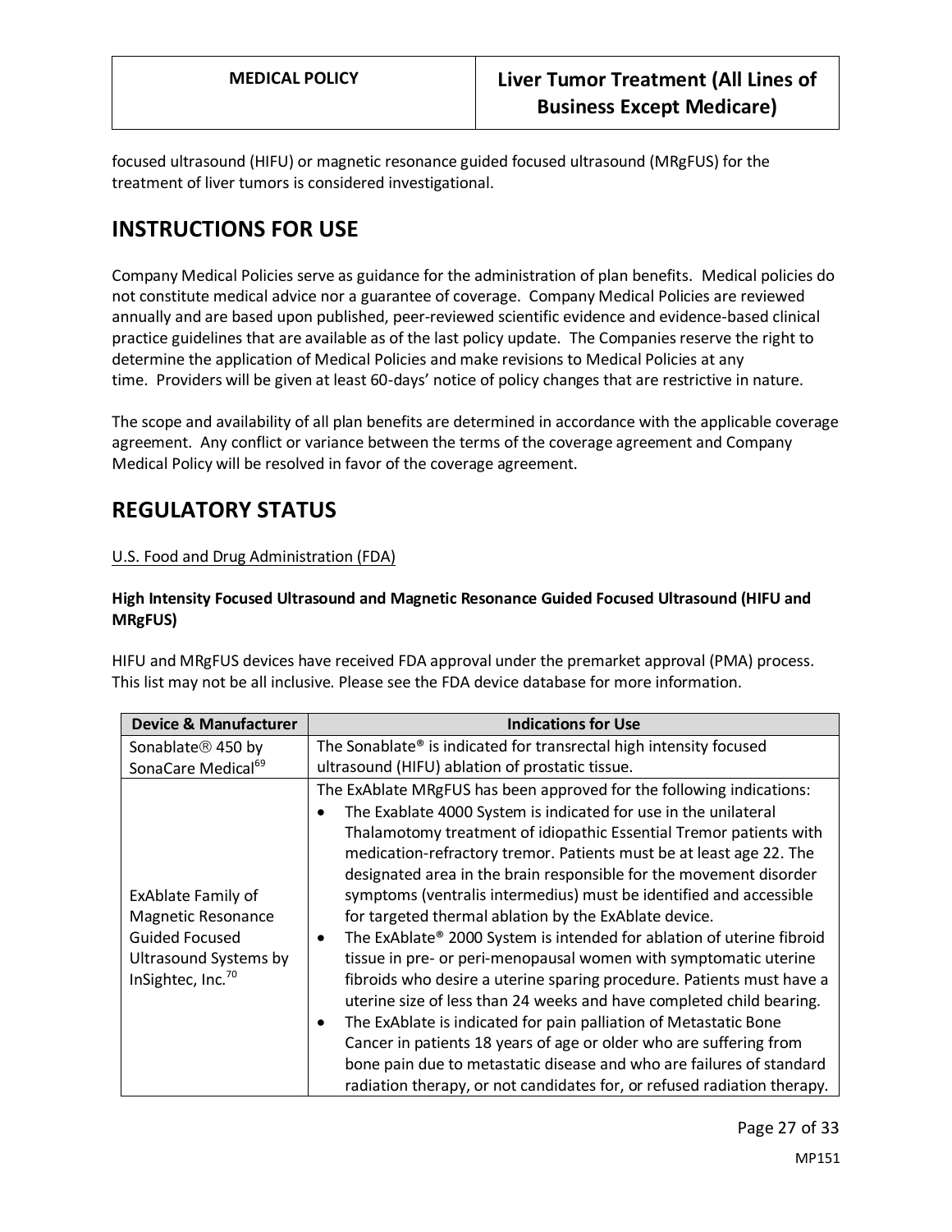focused ultrasound (HIFU) or magnetic resonance guided focused ultrasound (MRgFUS) for the treatment of liver tumors is considered investigational.

## INSTRUCTIONS FOR USE

Company Medical Policies serve as guidance for the administration of plan benefits. Medical policies do not constitute medical advice nor a guarantee of coverage. Company Medical Policies are reviewed annually and are based upon published, peer-reviewed scientific evidence and evidence-based clinical practice guidelines that are available as of the last policy update. The Companies reserve the right to determine the application of Medical Policies and make revisions to Medical Policies at any time. Providers will be given at least 60-days' notice of policy changes that are restrictive in nature.

The scope and availability of all plan benefits are determined in accordance with the applicable coverage agreement. Any conflict or variance between the terms of the coverage agreement and Company Medical Policy will be resolved in favor of the coverage agreement.

## REGULATORY STATUS

U.S. Food and Drug Administration (FDA)

**High Intensity Focused Ultrasound and Magnetic Resonance Guided Focused Ultrasound (HIFU and MRgFUS)**

HIFU and MRgFUS devices have received FDA approval under the premarket approval (PMA) process. This list may not be all inclusive. Please see the FDA device database for more information.

| Device & Manufacturer | Indications for Use |
|---|---|
| Sonablate® 450 by SonaCare Medical[69] | The Sonablate® is indicated for transrectal high intensity focused ultrasound (HIFU) ablation of prostatic tissue. |
| ExAblate Family of Magnetic Resonance Guided Focused Ultrasound Systems by InSightec, Inc.[70] | The ExAblate MRgFUS has been approved for the following indications:<br>• The Exablate 4000 System is indicated for use in the unilateral Thalamotomy treatment of idiopathic Essential Tremor patients with medication-refractory tremor. Patients must be at least age 22. The designated area in the brain responsible for the movement disorder symptoms (ventralis intermedius) must be identified and accessible for targeted thermal ablation by the ExAblate device.<br>• The ExAblate® 2000 System is intended for ablation of uterine fibroid tissue in pre- or peri-menopausal women with symptomatic uterine fibroids who desire a uterine sparing procedure. Patients must have a uterine size of less than 24 weeks and have completed child bearing.<br>• The ExAblate is indicated for pain palliation of Metastatic Bone Cancer in patients 18 years of age or older who are suffering from bone pain due to metastatic disease and who are failures of standard radiation therapy, or not candidates for, or refused radiation therapy. |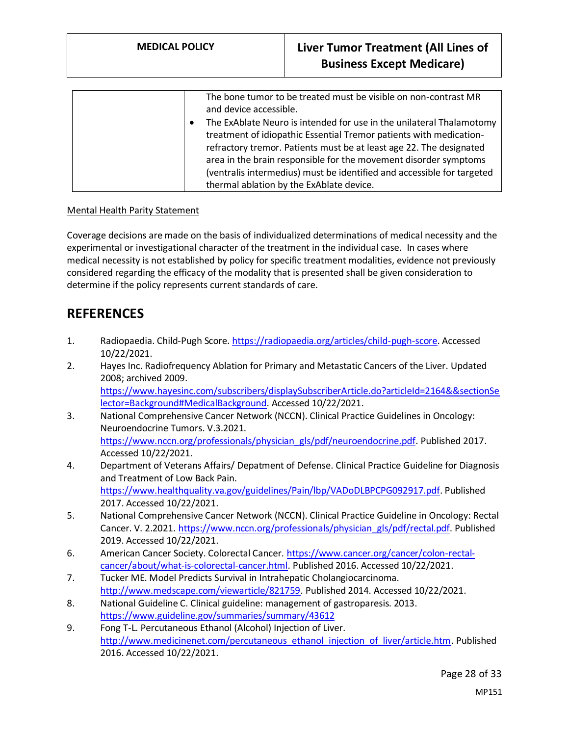|  | The bone tumor to be treated must be visible on non-contrast MR and device accessible.<br>• The ExAblate Neuro is intended for use in the unilateral Thalamotomy treatment of idiopathic Essential Tremor patients with medication-refractory tremor. Patients must be at least age 22. The designated area in the brain responsible for the movement disorder symptoms (ventralis intermedius) must be identified and accessible for targeted thermal ablation by the ExAblate device. |
|---|---|

Mental Health Parity Statement

Coverage decisions are made on the basis of individualized determinations of medical necessity and the experimental or investigational character of the treatment in the individual case. In cases where medical necessity is not established by policy for specific treatment modalities, evidence not previously considered regarding the efficacy of the modality that is presented shall be given consideration to determine if the policy represents current standards of care.

## REFERENCES

1. Radiopaedia. Child-Pugh Score. https://radiopaedia.org/articles/child-pugh-score. Accessed 10/22/2021.
2. Hayes Inc. Radiofrequency Ablation for Primary and Metastatic Cancers of the Liver. Updated 2008; archived 2009. https://www.hayesinc.com/subscribers/displaySubscriberArticle.do?articleId=2164&&sectionSelector=Background#MedicalBackground. Accessed 10/22/2021.
3. National Comprehensive Cancer Network (NCCN). Clinical Practice Guidelines in Oncology: Neuroendocrine Tumors. V.3.2021. https://www.nccn.org/professionals/physician_gls/pdf/neuroendocrine.pdf. Published 2017. Accessed 10/22/2021.
4. Department of Veterans Affairs/ Depatment of Defense. Clinical Practice Guideline for Diagnosis and Treatment of Low Back Pain. https://www.healthquality.va.gov/guidelines/Pain/lbp/VADoDLBPCPG092917.pdf. Published 2017. Accessed 10/22/2021.
5. National Comprehensive Cancer Network (NCCN). Clinical Practice Guideline in Oncology: Rectal Cancer. V. 2.2021. https://www.nccn.org/professionals/physician_gls/pdf/rectal.pdf. Published 2019. Accessed 10/22/2021.
6. American Cancer Society. Colorectal Cancer. https://www.cancer.org/cancer/colon-rectal-cancer/about/what-is-colorectal-cancer.html. Published 2016. Accessed 10/22/2021.
7. Tucker ME. Model Predicts Survival in Intrahepatic Cholangiocarcinoma. http://www.medscape.com/viewarticle/821759. Published 2014. Accessed 10/22/2021.
8. National Guideline C. Clinical guideline: management of gastroparesis. 2013. https://www.guideline.gov/summaries/summary/43612
9. Fong T-L. Percutaneous Ethanol (Alcohol) Injection of Liver. http://www.medicinenet.com/percutaneous_ethanol_injection_of_liver/article.htm. Published 2016. Accessed 10/22/2021.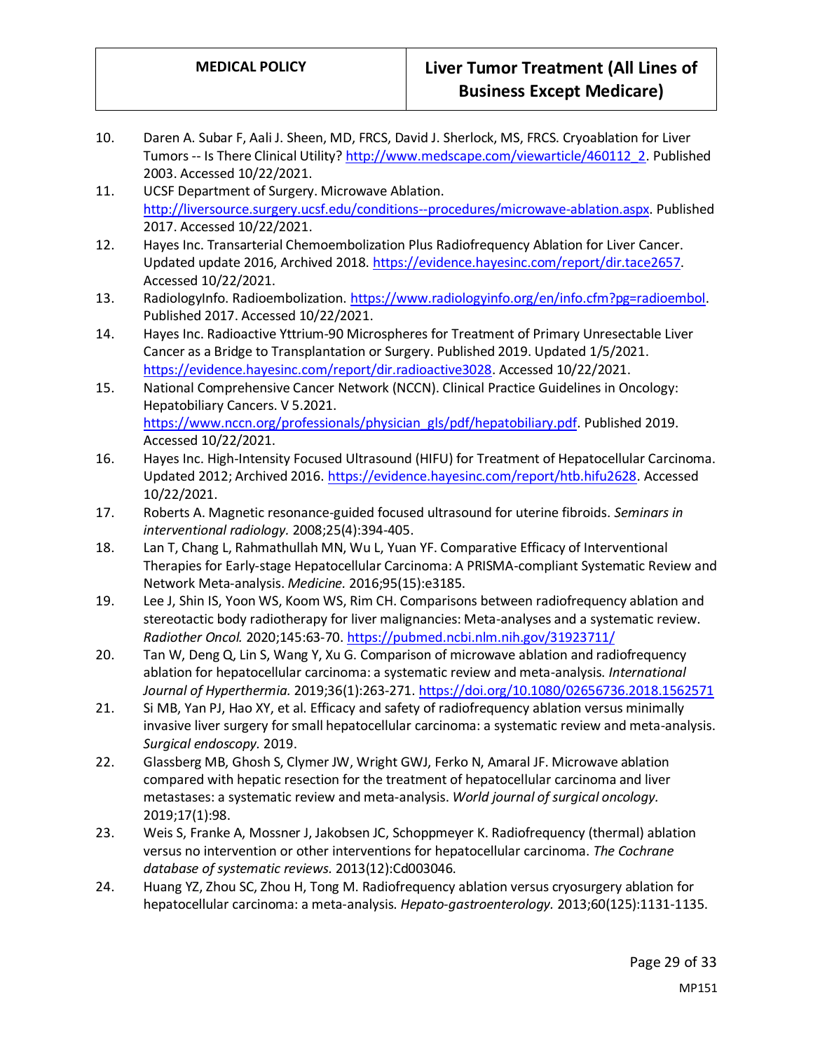10. Daren A. Subar F, Aali J. Sheen, MD, FRCS, David J. Sherlock, MS, FRCS. Cryoablation for Liver Tumors -- Is There Clinical Utility? http://www.medscape.com/viewarticle/460112_2. Published 2003. Accessed 10/22/2021.
11. UCSF Department of Surgery. Microwave Ablation. http://liversource.surgery.ucsf.edu/conditions--procedures/microwave-ablation.aspx. Published 2017. Accessed 10/22/2021.
12. Hayes Inc. Transarterial Chemoembolization Plus Radiofrequency Ablation for Liver Cancer. Updated update 2016, Archived 2018. https://evidence.hayesinc.com/report/dir.tace2657. Accessed 10/22/2021.
13. RadiologyInfo. Radioembolization. https://www.radiologyinfo.org/en/info.cfm?pg=radioembol. Published 2017. Accessed 10/22/2021.
14. Hayes Inc. Radioactive Yttrium-90 Microspheres for Treatment of Primary Unresectable Liver Cancer as a Bridge to Transplantation or Surgery. Published 2019. Updated 1/5/2021. https://evidence.hayesinc.com/report/dir.radioactive3028. Accessed 10/22/2021.
15. National Comprehensive Cancer Network (NCCN). Clinical Practice Guidelines in Oncology: Hepatobiliary Cancers. V 5.2021. https://www.nccn.org/professionals/physician_gls/pdf/hepatobiliary.pdf. Published 2019. Accessed 10/22/2021.
16. Hayes Inc. High-Intensity Focused Ultrasound (HIFU) for Treatment of Hepatocellular Carcinoma. Updated 2012; Archived 2016. https://evidence.hayesinc.com/report/htb.hifu2628. Accessed 10/22/2021.
17. Roberts A. Magnetic resonance-guided focused ultrasound for uterine fibroids. *Seminars in interventional radiology.* 2008;25(4):394-405.
18. Lan T, Chang L, Rahmathullah MN, Wu L, Yuan YF. Comparative Efficacy of Interventional Therapies for Early-stage Hepatocellular Carcinoma: A PRISMA-compliant Systematic Review and Network Meta-analysis. *Medicine.* 2016;95(15):e3185.
19. Lee J, Shin IS, Yoon WS, Koom WS, Rim CH. Comparisons between radiofrequency ablation and stereotactic body radiotherapy for liver malignancies: Meta-analyses and a systematic review. *Radiother Oncol.* 2020;145:63-70. https://pubmed.ncbi.nlm.nih.gov/31923711/
20. Tan W, Deng Q, Lin S, Wang Y, Xu G. Comparison of microwave ablation and radiofrequency ablation for hepatocellular carcinoma: a systematic review and meta-analysis. *International Journal of Hyperthermia.* 2019;36(1):263-271. https://doi.org/10.1080/02656736.2018.1562571
21. Si MB, Yan PJ, Hao XY, et al. Efficacy and safety of radiofrequency ablation versus minimally invasive liver surgery for small hepatocellular carcinoma: a systematic review and meta-analysis. *Surgical endoscopy.* 2019.
22. Glassberg MB, Ghosh S, Clymer JW, Wright GWJ, Ferko N, Amaral JF. Microwave ablation compared with hepatic resection for the treatment of hepatocellular carcinoma and liver metastases: a systematic review and meta-analysis. *World journal of surgical oncology.* 2019;17(1):98.
23. Weis S, Franke A, Mossner J, Jakobsen JC, Schoppmeyer K. Radiofrequency (thermal) ablation versus no intervention or other interventions for hepatocellular carcinoma. *The Cochrane database of systematic reviews.* 2013(12):Cd003046.
24. Huang YZ, Zhou SC, Zhou H, Tong M. Radiofrequency ablation versus cryosurgery ablation for hepatocellular carcinoma: a meta-analysis. *Hepato-gastroenterology.* 2013;60(125):1131-1135.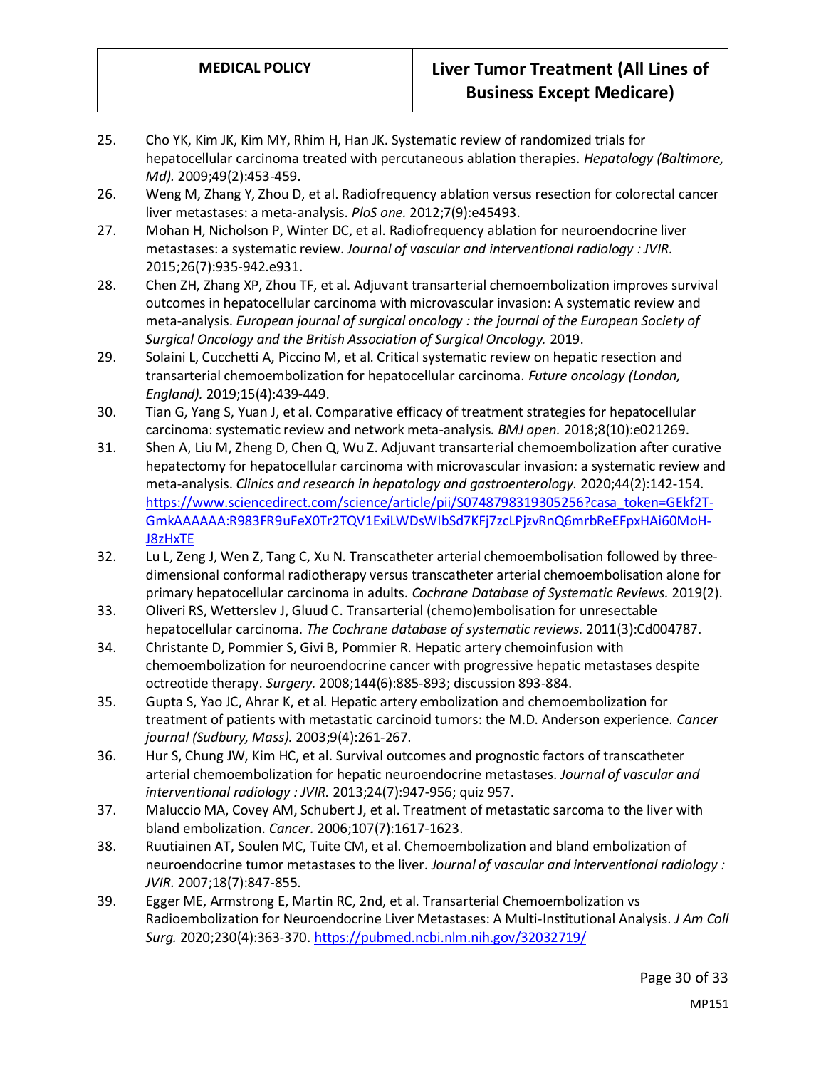25. Cho YK, Kim JK, Kim MY, Rhim H, Han JK. Systematic review of randomized trials for hepatocellular carcinoma treated with percutaneous ablation therapies. *Hepatology (Baltimore, Md).* 2009;49(2):453-459.
26. Weng M, Zhang Y, Zhou D, et al. Radiofrequency ablation versus resection for colorectal cancer liver metastases: a meta-analysis. *PloS one.* 2012;7(9):e45493.
27. Mohan H, Nicholson P, Winter DC, et al. Radiofrequency ablation for neuroendocrine liver metastases: a systematic review. *Journal of vascular and interventional radiology : JVIR.* 2015;26(7):935-942.e931.
28. Chen ZH, Zhang XP, Zhou TF, et al. Adjuvant transarterial chemoembolization improves survival outcomes in hepatocellular carcinoma with microvascular invasion: A systematic review and meta-analysis. *European journal of surgical oncology : the journal of the European Society of Surgical Oncology and the British Association of Surgical Oncology.* 2019.
29. Solaini L, Cucchetti A, Piccino M, et al. Critical systematic review on hepatic resection and transarterial chemoembolization for hepatocellular carcinoma. *Future oncology (London, England).* 2019;15(4):439-449.
30. Tian G, Yang S, Yuan J, et al. Comparative efficacy of treatment strategies for hepatocellular carcinoma: systematic review and network meta-analysis. *BMJ open.* 2018;8(10):e021269.
31. Shen A, Liu M, Zheng D, Chen Q, Wu Z. Adjuvant transarterial chemoembolization after curative hepatectomy for hepatocellular carcinoma with microvascular invasion: a systematic review and meta-analysis. *Clinics and research in hepatology and gastroenterology.* 2020;44(2):142-154. https://www.sciencedirect.com/science/article/pii/S0748798319305256?casa_token=GEkf2T-GmkAAAAAA:R983FR9uFeX0Tr2TQV1ExiLWDsWIbSd7KFj7zcLPjzvRnQ6mrbReEFpxHAi60MoH-J8zHxTE
32. Lu L, Zeng J, Wen Z, Tang C, Xu N. Transcatheter arterial chemoembolisation followed by three-dimensional conformal radiotherapy versus transcatheter arterial chemoembolisation alone for primary hepatocellular carcinoma in adults. *Cochrane Database of Systematic Reviews.* 2019(2).
33. Oliveri RS, Wetterslev J, Gluud C. Transarterial (chemo)embolisation for unresectable hepatocellular carcinoma. *The Cochrane database of systematic reviews.* 2011(3):Cd004787.
34. Christante D, Pommier S, Givi B, Pommier R. Hepatic artery chemoinfusion with chemoembolization for neuroendocrine cancer with progressive hepatic metastases despite octreotide therapy. *Surgery.* 2008;144(6):885-893; discussion 893-884.
35. Gupta S, Yao JC, Ahrar K, et al. Hepatic artery embolization and chemoembolization for treatment of patients with metastatic carcinoid tumors: the M.D. Anderson experience. *Cancer journal (Sudbury, Mass).* 2003;9(4):261-267.
36. Hur S, Chung JW, Kim HC, et al. Survival outcomes and prognostic factors of transcatheter arterial chemoembolization for hepatic neuroendocrine metastases. *Journal of vascular and interventional radiology : JVIR.* 2013;24(7):947-956; quiz 957.
37. Maluccio MA, Covey AM, Schubert J, et al. Treatment of metastatic sarcoma to the liver with bland embolization. *Cancer.* 2006;107(7):1617-1623.
38. Ruutiainen AT, Soulen MC, Tuite CM, et al. Chemoembolization and bland embolization of neuroendocrine tumor metastases to the liver. *Journal of vascular and interventional radiology : JVIR.* 2007;18(7):847-855.
39. Egger ME, Armstrong E, Martin RC, 2nd, et al. Transarterial Chemoembolization vs Radioembolization for Neuroendocrine Liver Metastases: A Multi-Institutional Analysis. *J Am Coll Surg.* 2020;230(4):363-370. https://pubmed.ncbi.nlm.nih.gov/32032719/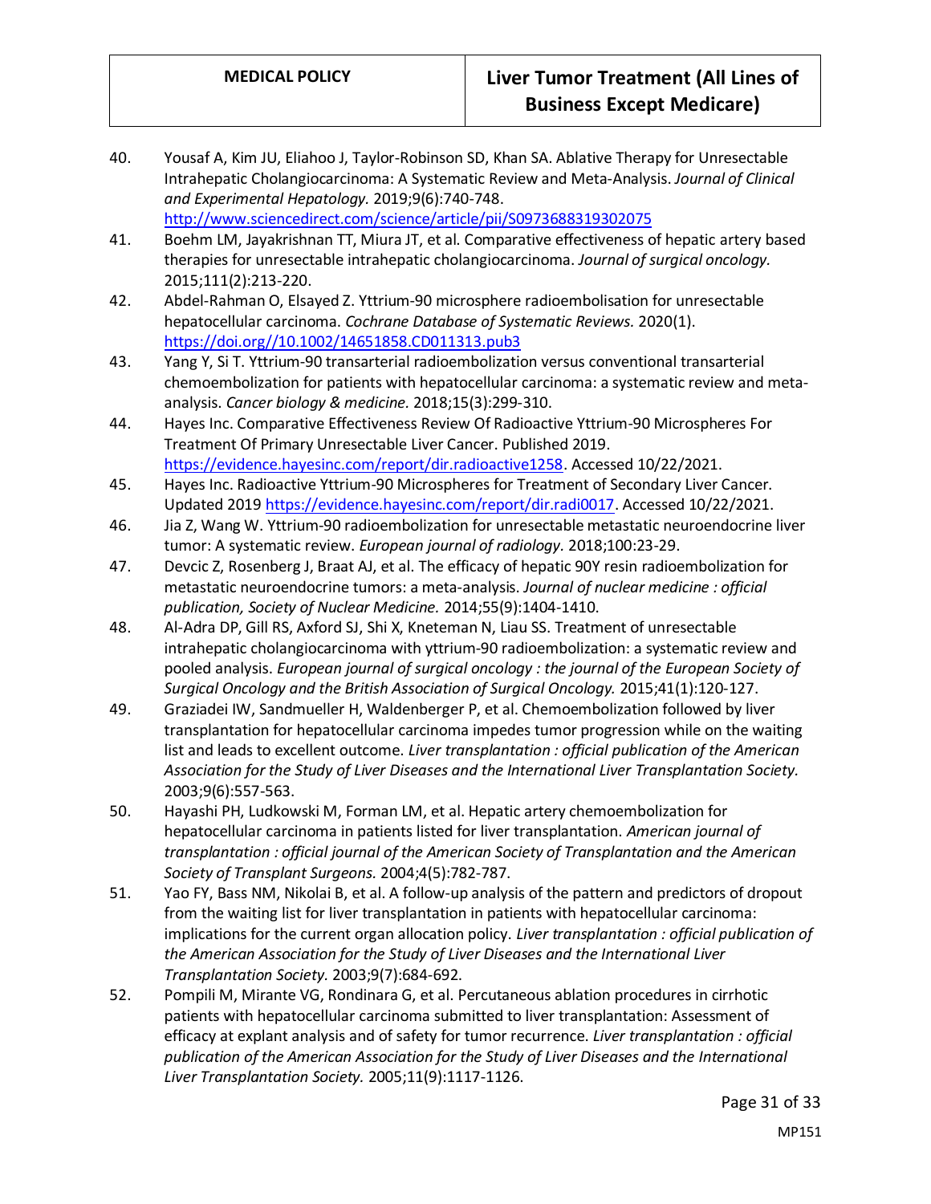40. Yousaf A, Kim JU, Eliahoo J, Taylor-Robinson SD, Khan SA. Ablative Therapy for Unresectable Intrahepatic Cholangiocarcinoma: A Systematic Review and Meta-Analysis. *Journal of Clinical and Experimental Hepatology.* 2019;9(6):740-748. http://www.sciencedirect.com/science/article/pii/S0973688319302075
41. Boehm LM, Jayakrishnan TT, Miura JT, et al. Comparative effectiveness of hepatic artery based therapies for unresectable intrahepatic cholangiocarcinoma. *Journal of surgical oncology.* 2015;111(2):213-220.
42. Abdel-Rahman O, Elsayed Z. Yttrium-90 microsphere radioembolisation for unresectable hepatocellular carcinoma. *Cochrane Database of Systematic Reviews.* 2020(1). https://doi.org//10.1002/14651858.CD011313.pub3
43. Yang Y, Si T. Yttrium-90 transarterial radioembolization versus conventional transarterial chemoembolization for patients with hepatocellular carcinoma: a systematic review and meta-analysis. *Cancer biology & medicine.* 2018;15(3):299-310.
44. Hayes Inc. Comparative Effectiveness Review Of Radioactive Yttrium-90 Microspheres For Treatment Of Primary Unresectable Liver Cancer. Published 2019. https://evidence.hayesinc.com/report/dir.radioactive1258. Accessed 10/22/2021.
45. Hayes Inc. Radioactive Yttrium-90 Microspheres for Treatment of Secondary Liver Cancer. Updated 2019 https://evidence.hayesinc.com/report/dir.radi0017. Accessed 10/22/2021.
46. Jia Z, Wang W. Yttrium-90 radioembolization for unresectable metastatic neuroendocrine liver tumor: A systematic review. *European journal of radiology.* 2018;100:23-29.
47. Devcic Z, Rosenberg J, Braat AJ, et al. The efficacy of hepatic 90Y resin radioembolization for metastatic neuroendocrine tumors: a meta-analysis. *Journal of nuclear medicine : official publication, Society of Nuclear Medicine.* 2014;55(9):1404-1410.
48. Al-Adra DP, Gill RS, Axford SJ, Shi X, Kneteman N, Liau SS. Treatment of unresectable intrahepatic cholangiocarcinoma with yttrium-90 radioembolization: a systematic review and pooled analysis. *European journal of surgical oncology : the journal of the European Society of Surgical Oncology and the British Association of Surgical Oncology.* 2015;41(1):120-127.
49. Graziadei IW, Sandmueller H, Waldenberger P, et al. Chemoembolization followed by liver transplantation for hepatocellular carcinoma impedes tumor progression while on the waiting list and leads to excellent outcome. *Liver transplantation : official publication of the American Association for the Study of Liver Diseases and the International Liver Transplantation Society.* 2003;9(6):557-563.
50. Hayashi PH, Ludkowski M, Forman LM, et al. Hepatic artery chemoembolization for hepatocellular carcinoma in patients listed for liver transplantation. *American journal of transplantation : official journal of the American Society of Transplantation and the American Society of Transplant Surgeons.* 2004;4(5):782-787.
51. Yao FY, Bass NM, Nikolai B, et al. A follow-up analysis of the pattern and predictors of dropout from the waiting list for liver transplantation in patients with hepatocellular carcinoma: implications for the current organ allocation policy. *Liver transplantation : official publication of the American Association for the Study of Liver Diseases and the International Liver Transplantation Society.* 2003;9(7):684-692.
52. Pompili M, Mirante VG, Rondinara G, et al. Percutaneous ablation procedures in cirrhotic patients with hepatocellular carcinoma submitted to liver transplantation: Assessment of efficacy at explant analysis and of safety for tumor recurrence. *Liver transplantation : official publication of the American Association for the Study of Liver Diseases and the International Liver Transplantation Society.* 2005;11(9):1117-1126.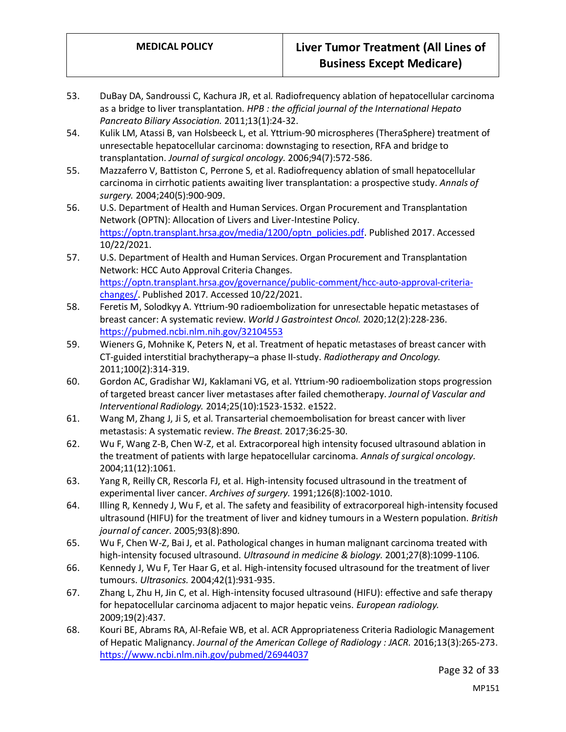53. DuBay DA, Sandroussi C, Kachura JR, et al. Radiofrequency ablation of hepatocellular carcinoma as a bridge to liver transplantation. *HPB : the official journal of the International Hepato Pancreato Biliary Association.* 2011;13(1):24-32.
54. Kulik LM, Atassi B, van Holsbeeck L, et al. Yttrium-90 microspheres (TheraSphere) treatment of unresectable hepatocellular carcinoma: downstaging to resection, RFA and bridge to transplantation. *Journal of surgical oncology.* 2006;94(7):572-586.
55. Mazzaferro V, Battiston C, Perrone S, et al. Radiofrequency ablation of small hepatocellular carcinoma in cirrhotic patients awaiting liver transplantation: a prospective study. *Annals of surgery.* 2004;240(5):900-909.
56. U.S. Department of Health and Human Services. Organ Procurement and Transplantation Network (OPTN): Allocation of Livers and Liver-Intestine Policy. https://optn.transplant.hrsa.gov/media/1200/optn_policies.pdf. Published 2017. Accessed 10/22/2021.
57. U.S. Department of Health and Human Services. Organ Procurement and Transplantation Network: HCC Auto Approval Criteria Changes. https://optn.transplant.hrsa.gov/governance/public-comment/hcc-auto-approval-criteria-changes/. Published 2017. Accessed 10/22/2021.
58. Feretis M, Solodkyy A. Yttrium-90 radioembolization for unresectable hepatic metastases of breast cancer: A systematic review. *World J Gastrointest Oncol.* 2020;12(2):228-236. https://pubmed.ncbi.nlm.nih.gov/32104553
59. Wieners G, Mohnike K, Peters N, et al. Treatment of hepatic metastases of breast cancer with CT-guided interstitial brachytherapy–a phase II-study. *Radiotherapy and Oncology.* 2011;100(2):314-319.
60. Gordon AC, Gradishar WJ, Kaklamani VG, et al. Yttrium-90 radioembolization stops progression of targeted breast cancer liver metastases after failed chemotherapy. *Journal of Vascular and Interventional Radiology.* 2014;25(10):1523-1532. e1522.
61. Wang M, Zhang J, Ji S, et al. Transarterial chemoembolisation for breast cancer with liver metastasis: A systematic review. *The Breast.* 2017;36:25-30.
62. Wu F, Wang Z-B, Chen W-Z, et al. Extracorporeal high intensity focused ultrasound ablation in the treatment of patients with large hepatocellular carcinoma. *Annals of surgical oncology.* 2004;11(12):1061.
63. Yang R, Reilly CR, Rescorla FJ, et al. High-intensity focused ultrasound in the treatment of experimental liver cancer. *Archives of surgery.* 1991;126(8):1002-1010.
64. Illing R, Kennedy J, Wu F, et al. The safety and feasibility of extracorporeal high-intensity focused ultrasound (HIFU) for the treatment of liver and kidney tumours in a Western population. *British journal of cancer.* 2005;93(8):890.
65. Wu F, Chen W-Z, Bai J, et al. Pathological changes in human malignant carcinoma treated with high-intensity focused ultrasound. *Ultrasound in medicine & biology.* 2001;27(8):1099-1106.
66. Kennedy J, Wu F, Ter Haar G, et al. High-intensity focused ultrasound for the treatment of liver tumours. *Ultrasonics.* 2004;42(1):931-935.
67. Zhang L, Zhu H, Jin C, et al. High-intensity focused ultrasound (HIFU): effective and safe therapy for hepatocellular carcinoma adjacent to major hepatic veins. *European radiology.* 2009;19(2):437.
68. Kouri BE, Abrams RA, Al-Refaie WB, et al. ACR Appropriateness Criteria Radiologic Management of Hepatic Malignancy. *Journal of the American College of Radiology : JACR.* 2016;13(3):265-273. https://www.ncbi.nlm.nih.gov/pubmed/26944037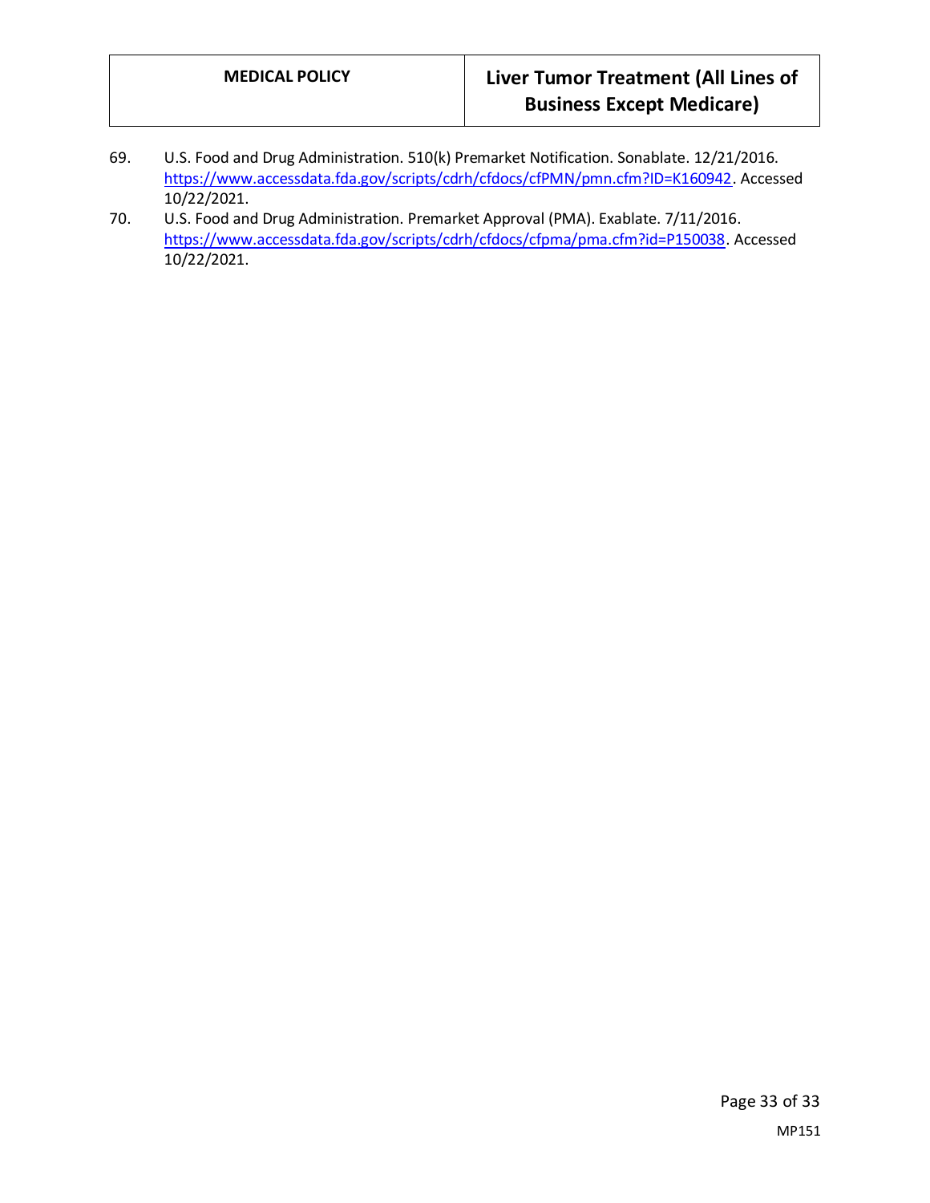69. U.S. Food and Drug Administration. 510(k) Premarket Notification. Sonablate. 12/21/2016. https://www.accessdata.fda.gov/scripts/cdrh/cfdocs/cfPMN/pmn.cfm?ID=K160942. Accessed 10/22/2021.
70. U.S. Food and Drug Administration. Premarket Approval (PMA). Exablate. 7/11/2016. https://www.accessdata.fda.gov/scripts/cdrh/cfdocs/cfpma/pma.cfm?id=P150038. Accessed 10/22/2021.